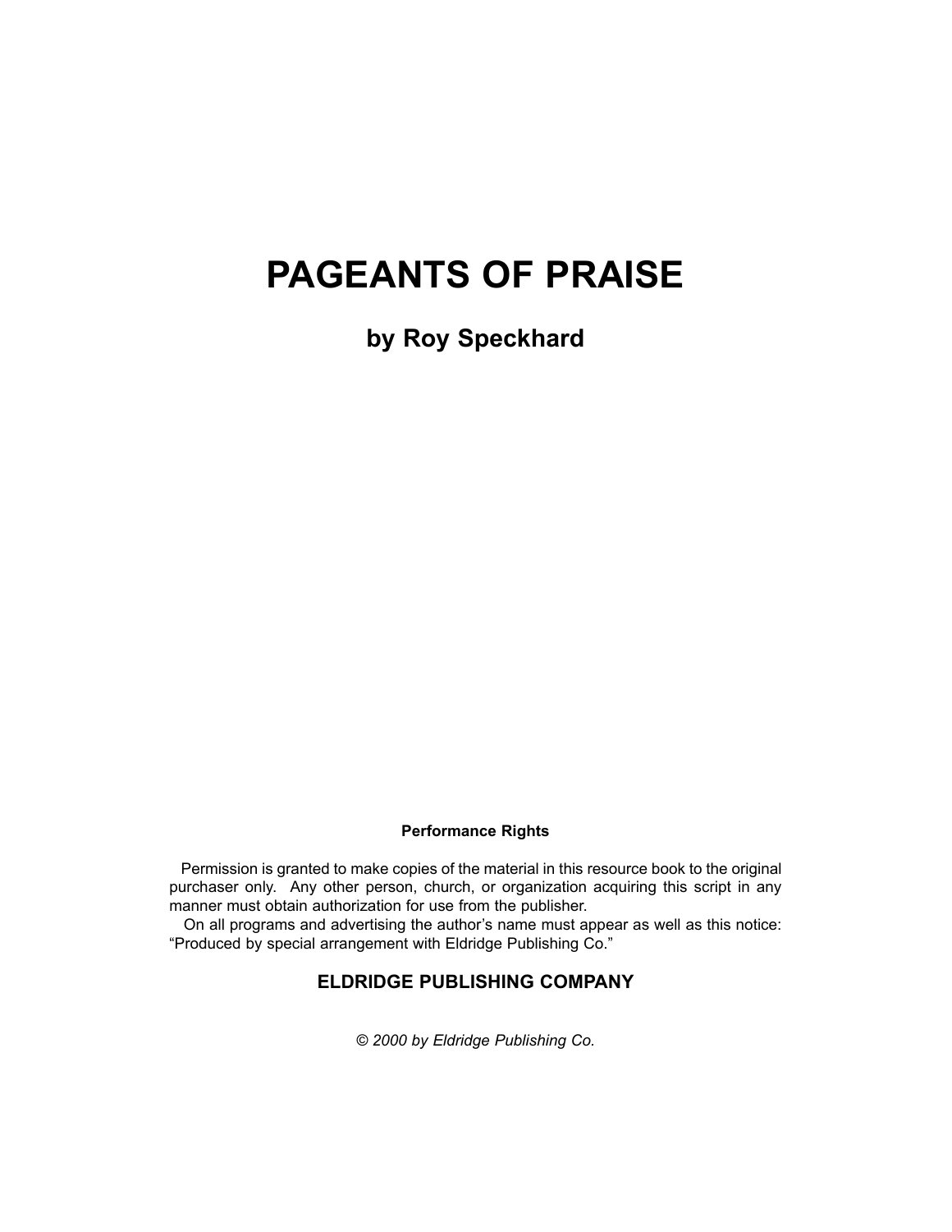# PAGEANTS OF PRAISE

## by Roy Speckhard

**Performance Rights**

Permission is granted to make copies of the material in this resource book to the original purchaser only. Any other person, church, or organization acquiring this script in any manner must obtain authorization for use from the publisher.

On all programs and advertising the author's name must appear as well as this notice: "Produced by special arrangement with Eldridge Publishing Co."

**ELDRIDGE PUBLISHING COMPANY**

*© 2000 by Eldridge Publishing Co.*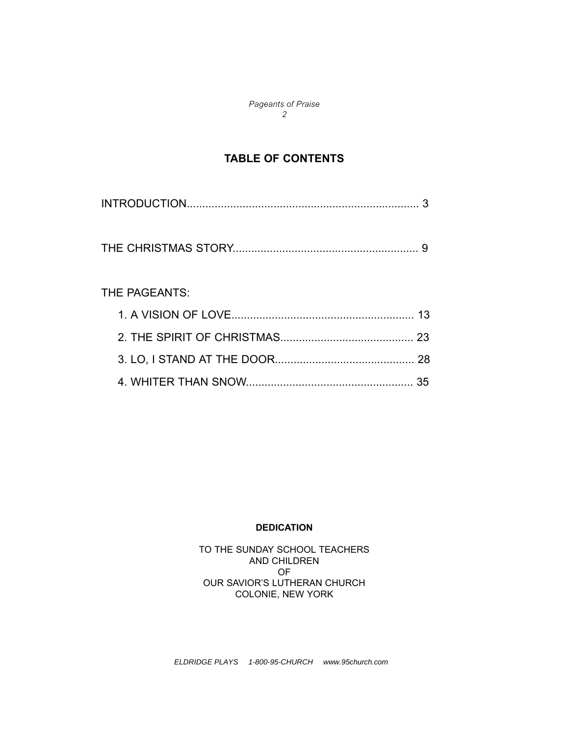## TABLE OF CONTENTS

INTRODUCTION........................................................................ 3

THE CHRISTMAS STORY............................................................ 9

THE PAGEANTS:

1. A VISION OF LOVE........................................................... 13
2. THE SPIRIT OF CHRISTMAS........................................... 23
3. LO, I STAND AT THE DOOR............................................. 28
4. WHITER THAN SNOW...................................................... 35

**DEDICATION**

TO THE SUNDAY SCHOOL TEACHERS
AND CHILDREN
OF
OUR SAVIOR'S LUTHERAN CHURCH
COLONIE, NEW YORK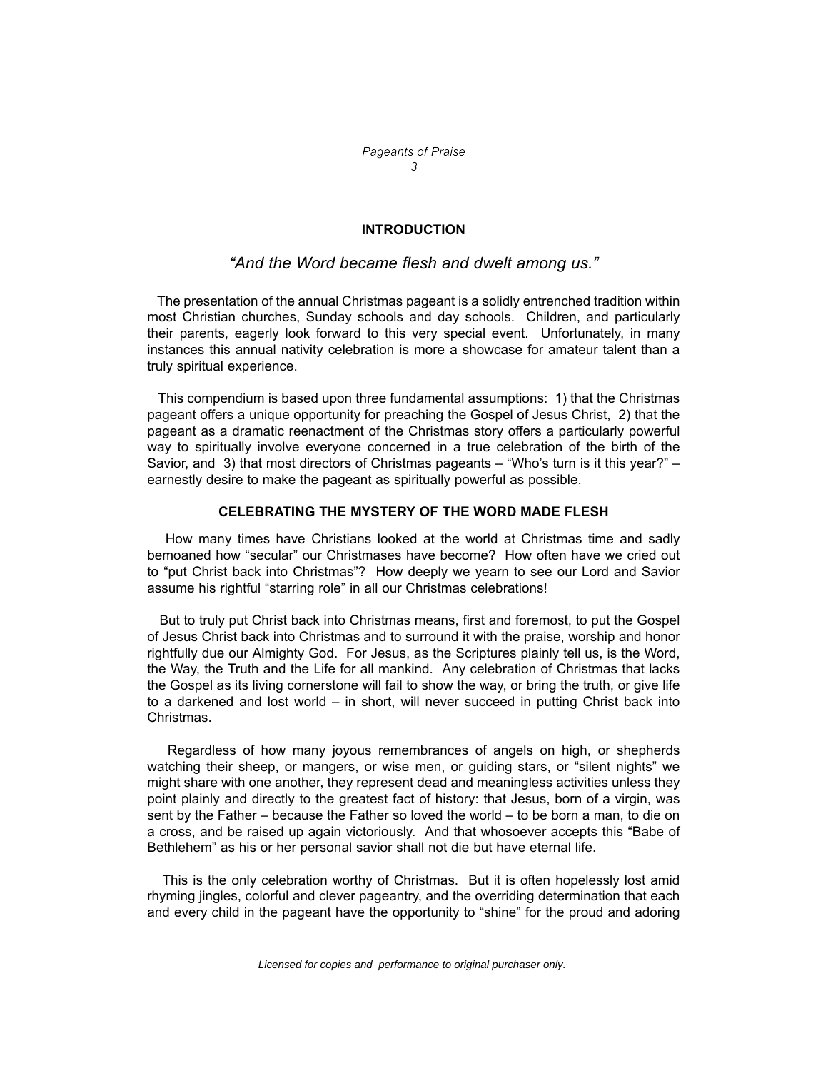## INTRODUCTION

*"And the Word became flesh and dwelt among us."*

The presentation of the annual Christmas pageant is a solidly entrenched tradition within most Christian churches, Sunday schools and day schools. Children, and particularly their parents, eagerly look forward to this very special event. Unfortunately, in many instances this annual nativity celebration is more a showcase for amateur talent than a truly spiritual experience.

This compendium is based upon three fundamental assumptions: 1) that the Christmas pageant offers a unique opportunity for preaching the Gospel of Jesus Christ, 2) that the pageant as a dramatic reenactment of the Christmas story offers a particularly powerful way to spiritually involve everyone concerned in a true celebration of the birth of the Savior, and 3) that most directors of Christmas pageants – "Who's turn is it this year?" – earnestly desire to make the pageant as spiritually powerful as possible.

### CELEBRATING THE MYSTERY OF THE WORD MADE FLESH

How many times have Christians looked at the world at Christmas time and sadly bemoaned how "secular" our Christmases have become? How often have we cried out to "put Christ back into Christmas"? How deeply we yearn to see our Lord and Savior assume his rightful "starring role" in all our Christmas celebrations!

But to truly put Christ back into Christmas means, first and foremost, to put the Gospel of Jesus Christ back into Christmas and to surround it with the praise, worship and honor rightfully due our Almighty God. For Jesus, as the Scriptures plainly tell us, is the Word, the Way, the Truth and the Life for all mankind. Any celebration of Christmas that lacks the Gospel as its living cornerstone will fail to show the way, or bring the truth, or give life to a darkened and lost world – in short, will never succeed in putting Christ back into Christmas.

Regardless of how many joyous remembrances of angels on high, or shepherds watching their sheep, or mangers, or wise men, or guiding stars, or "silent nights" we might share with one another, they represent dead and meaningless activities unless they point plainly and directly to the greatest fact of history: that Jesus, born of a virgin, was sent by the Father – because the Father so loved the world – to be born a man, to die on a cross, and be raised up again victoriously. And that whosoever accepts this "Babe of Bethlehem" as his or her personal savior shall not die but have eternal life.

This is the only celebration worthy of Christmas. But it is often hopelessly lost amid rhyming jingles, colorful and clever pageantry, and the overriding determination that each and every child in the pageant have the opportunity to "shine" for the proud and adoring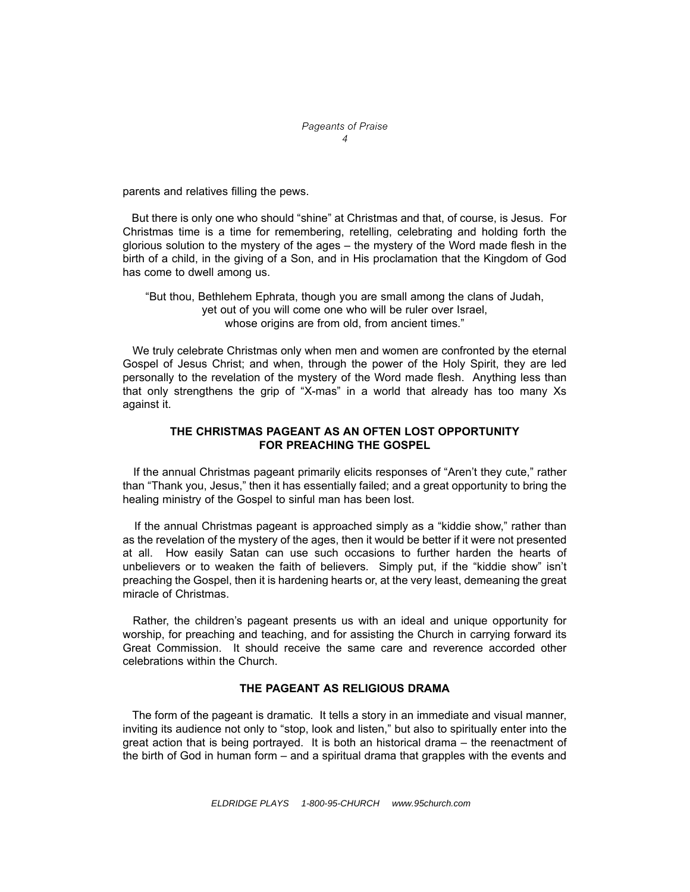parents and relatives filling the pews.

But there is only one who should "shine" at Christmas and that, of course, is Jesus. For Christmas time is a time for remembering, retelling, celebrating and holding forth the glorious solution to the mystery of the ages – the mystery of the Word made flesh in the birth of a child, in the giving of a Son, and in His proclamation that the Kingdom of God has come to dwell among us.

> "But thou, Bethlehem Ephrata, though you are small among the clans of Judah,
> yet out of you will come one who will be ruler over Israel,
> whose origins are from old, from ancient times."

We truly celebrate Christmas only when men and women are confronted by the eternal Gospel of Jesus Christ; and when, through the power of the Holy Spirit, they are led personally to the revelation of the mystery of the Word made flesh. Anything less than that only strengthens the grip of "X-mas" in a world that already has too many Xs against it.

## THE CHRISTMAS PAGEANT AS AN OFTEN LOST OPPORTUNITY FOR PREACHING THE GOSPEL

If the annual Christmas pageant primarily elicits responses of "Aren't they cute," rather than "Thank you, Jesus," then it has essentially failed; and a great opportunity to bring the healing ministry of the Gospel to sinful man has been lost.

If the annual Christmas pageant is approached simply as a "kiddie show," rather than as the revelation of the mystery of the ages, then it would be better if it were not presented at all. How easily Satan can use such occasions to further harden the hearts of unbelievers or to weaken the faith of believers. Simply put, if the "kiddie show" isn't preaching the Gospel, then it is hardening hearts or, at the very least, demeaning the great miracle of Christmas.

Rather, the children's pageant presents us with an ideal and unique opportunity for worship, for preaching and teaching, and for assisting the Church in carrying forward its Great Commission. It should receive the same care and reverence accorded other celebrations within the Church.

## THE PAGEANT AS RELIGIOUS DRAMA

The form of the pageant is dramatic. It tells a story in an immediate and visual manner, inviting its audience not only to "stop, look and listen," but also to spiritually enter into the great action that is being portrayed. It is both an historical drama – the reenactment of the birth of God in human form – and a spiritual drama that grapples with the events and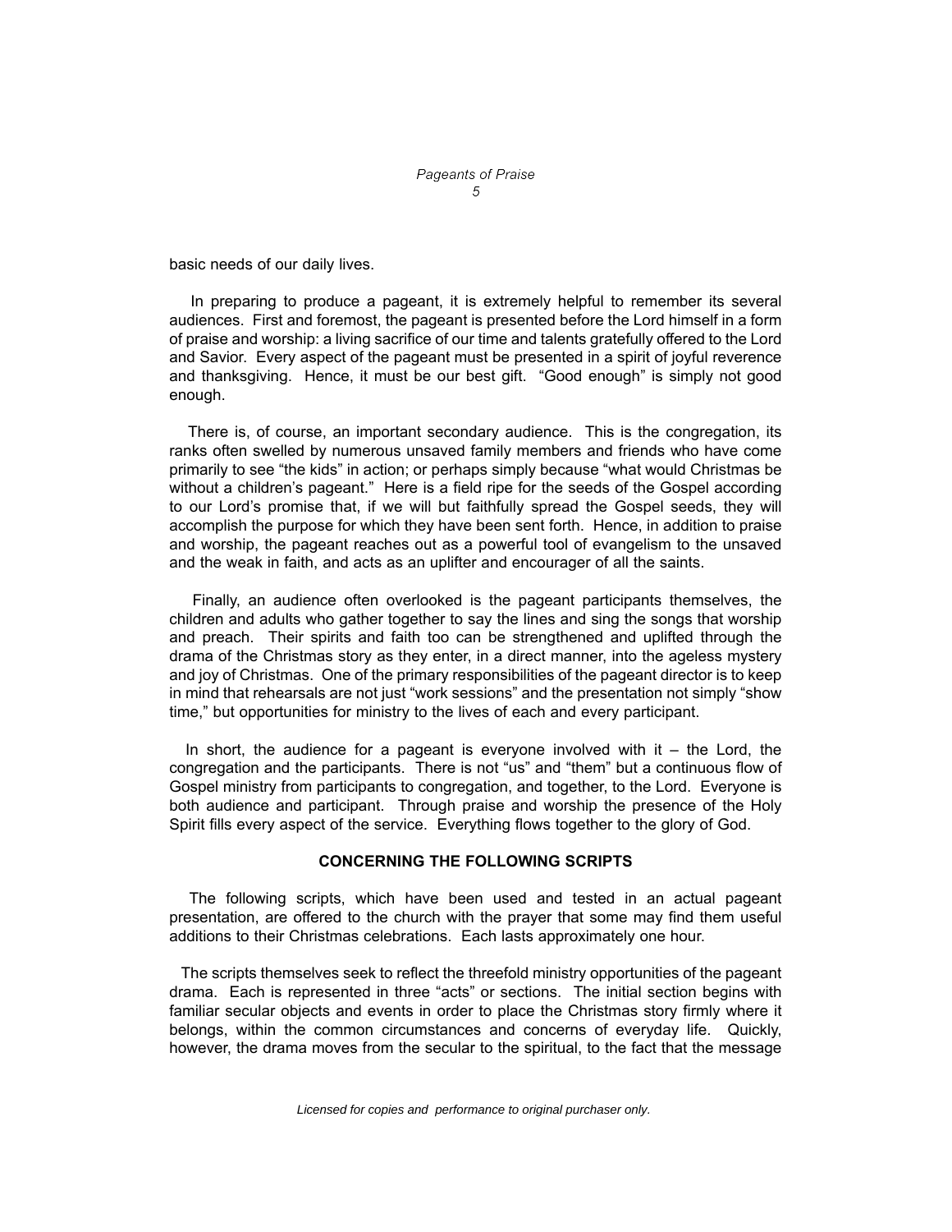basic needs of our daily lives.

In preparing to produce a pageant, it is extremely helpful to remember its several audiences. First and foremost, the pageant is presented before the Lord himself in a form of praise and worship: a living sacrifice of our time and talents gratefully offered to the Lord and Savior. Every aspect of the pageant must be presented in a spirit of joyful reverence and thanksgiving. Hence, it must be our best gift. "Good enough" is simply not good enough.

There is, of course, an important secondary audience. This is the congregation, its ranks often swelled by numerous unsaved family members and friends who have come primarily to see "the kids" in action; or perhaps simply because "what would Christmas be without a children's pageant." Here is a field ripe for the seeds of the Gospel according to our Lord's promise that, if we will but faithfully spread the Gospel seeds, they will accomplish the purpose for which they have been sent forth. Hence, in addition to praise and worship, the pageant reaches out as a powerful tool of evangelism to the unsaved and the weak in faith, and acts as an uplifter and encourager of all the saints.

Finally, an audience often overlooked is the pageant participants themselves, the children and adults who gather together to say the lines and sing the songs that worship and preach. Their spirits and faith too can be strengthened and uplifted through the drama of the Christmas story as they enter, in a direct manner, into the ageless mystery and joy of Christmas. One of the primary responsibilities of the pageant director is to keep in mind that rehearsals are not just "work sessions" and the presentation not simply "show time," but opportunities for ministry to the lives of each and every participant.

In short, the audience for a pageant is everyone involved with it – the Lord, the congregation and the participants. There is not "us" and "them" but a continuous flow of Gospel ministry from participants to congregation, and together, to the Lord. Everyone is both audience and participant. Through praise and worship the presence of the Holy Spirit fills every aspect of the service. Everything flows together to the glory of God.

**CONCERNING THE FOLLOWING SCRIPTS**

The following scripts, which have been used and tested in an actual pageant presentation, are offered to the church with the prayer that some may find them useful additions to their Christmas celebrations. Each lasts approximately one hour.

The scripts themselves seek to reflect the threefold ministry opportunities of the pageant drama. Each is represented in three "acts" or sections. The initial section begins with familiar secular objects and events in order to place the Christmas story firmly where it belongs, within the common circumstances and concerns of everyday life. Quickly, however, the drama moves from the secular to the spiritual, to the fact that the message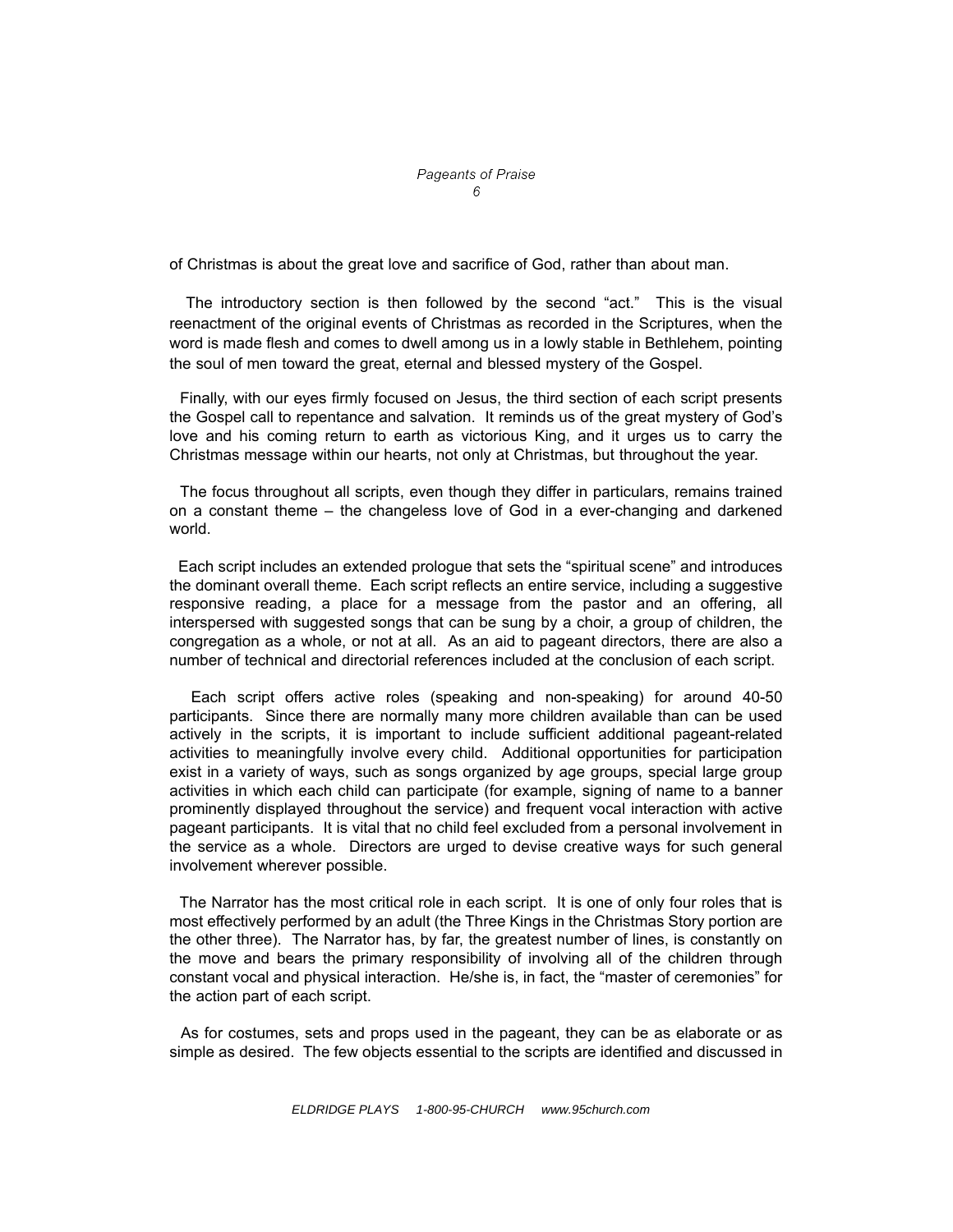of Christmas is about the great love and sacrifice of God, rather than about man.

The introductory section is then followed by the second "act." This is the visual reenactment of the original events of Christmas as recorded in the Scriptures, when the word is made flesh and comes to dwell among us in a lowly stable in Bethlehem, pointing the soul of men toward the great, eternal and blessed mystery of the Gospel.

Finally, with our eyes firmly focused on Jesus, the third section of each script presents the Gospel call to repentance and salvation. It reminds us of the great mystery of God's love and his coming return to earth as victorious King, and it urges us to carry the Christmas message within our hearts, not only at Christmas, but throughout the year.

The focus throughout all scripts, even though they differ in particulars, remains trained on a constant theme – the changeless love of God in a ever-changing and darkened world.

Each script includes an extended prologue that sets the "spiritual scene" and introduces the dominant overall theme. Each script reflects an entire service, including a suggestive responsive reading, a place for a message from the pastor and an offering, all interspersed with suggested songs that can be sung by a choir, a group of children, the congregation as a whole, or not at all. As an aid to pageant directors, there are also a number of technical and directorial references included at the conclusion of each script.

Each script offers active roles (speaking and non-speaking) for around 40-50 participants. Since there are normally many more children available than can be used actively in the scripts, it is important to include sufficient additional pageant-related activities to meaningfully involve every child. Additional opportunities for participation exist in a variety of ways, such as songs organized by age groups, special large group activities in which each child can participate (for example, signing of name to a banner prominently displayed throughout the service) and frequent vocal interaction with active pageant participants. It is vital that no child feel excluded from a personal involvement in the service as a whole. Directors are urged to devise creative ways for such general involvement wherever possible.

The Narrator has the most critical role in each script. It is one of only four roles that is most effectively performed by an adult (the Three Kings in the Christmas Story portion are the other three). The Narrator has, by far, the greatest number of lines, is constantly on the move and bears the primary responsibility of involving all of the children through constant vocal and physical interaction. He/she is, in fact, the "master of ceremonies" for the action part of each script.

As for costumes, sets and props used in the pageant, they can be as elaborate or as simple as desired. The few objects essential to the scripts are identified and discussed in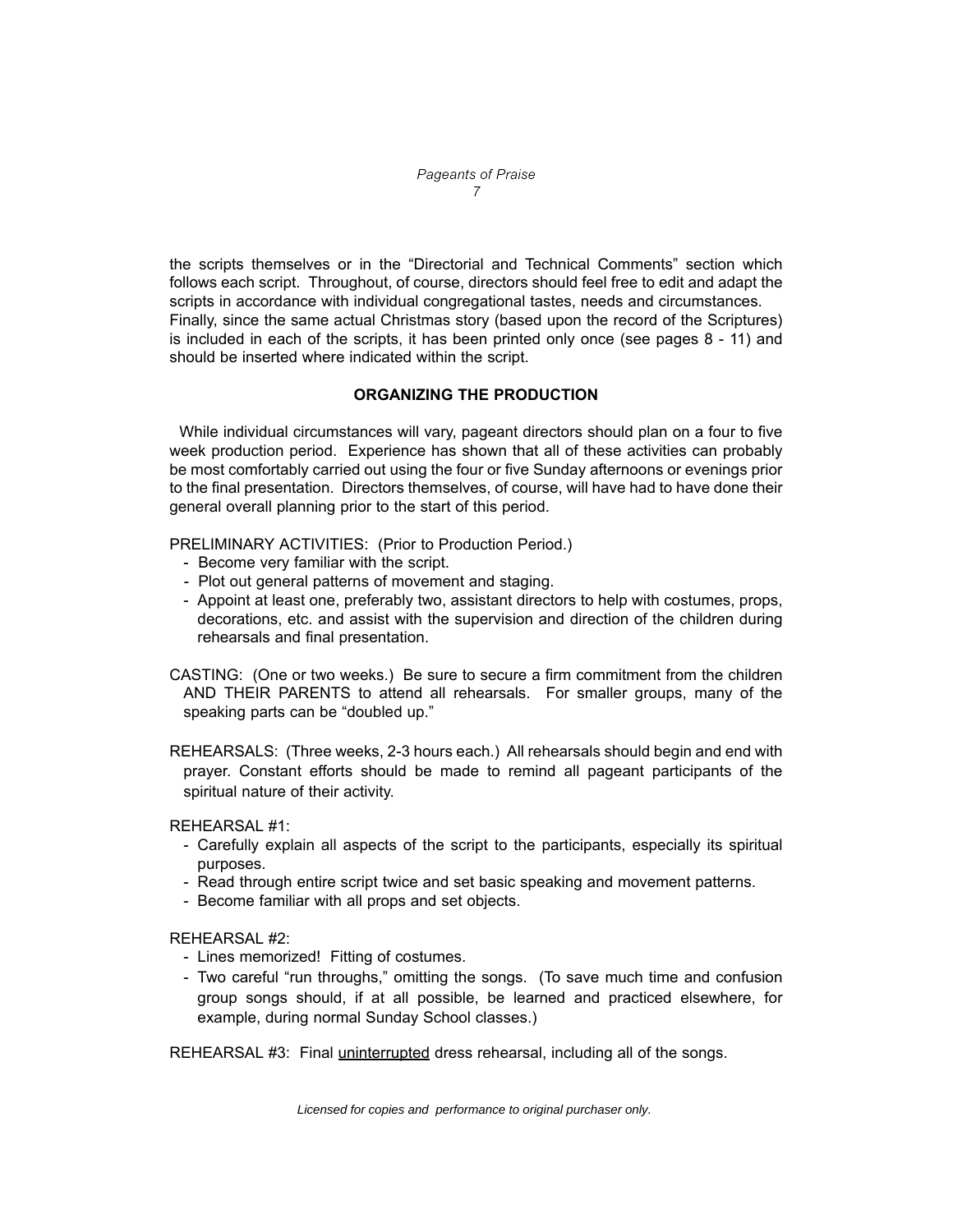the scripts themselves or in the "Directorial and Technical Comments" section which follows each script. Throughout, of course, directors should feel free to edit and adapt the scripts in accordance with individual congregational tastes, needs and circumstances. Finally, since the same actual Christmas story (based upon the record of the Scriptures) is included in each of the scripts, it has been printed only once (see pages 8 - 11) and should be inserted where indicated within the script.

### ORGANIZING THE PRODUCTION

While individual circumstances will vary, pageant directors should plan on a four to five week production period. Experience has shown that all of these activities can probably be most comfortably carried out using the four or five Sunday afternoons or evenings prior to the final presentation. Directors themselves, of course, will have had to have done their general overall planning prior to the start of this period.

PRELIMINARY ACTIVITIES: (Prior to Production Period.)

- Become very familiar with the script.
- Plot out general patterns of movement and staging.
- Appoint at least one, preferably two, assistant directors to help with costumes, props, decorations, etc. and assist with the supervision and direction of the children during rehearsals and final presentation.

CASTING: (One or two weeks.) Be sure to secure a firm commitment from the children AND THEIR PARENTS to attend all rehearsals. For smaller groups, many of the speaking parts can be "doubled up."

REHEARSALS: (Three weeks, 2-3 hours each.) All rehearsals should begin and end with prayer. Constant efforts should be made to remind all pageant participants of the spiritual nature of their activity.

REHEARSAL #1:

- Carefully explain all aspects of the script to the participants, especially its spiritual purposes.
- Read through entire script twice and set basic speaking and movement patterns.
- Become familiar with all props and set objects.

REHEARSAL #2:

- Lines memorized! Fitting of costumes.
- Two careful "run throughs," omitting the songs. (To save much time and confusion group songs should, if at all possible, be learned and practiced elsewhere, for example, during normal Sunday School classes.)

REHEARSAL #3: Final <u>uninterrupted</u> dress rehearsal, including all of the songs.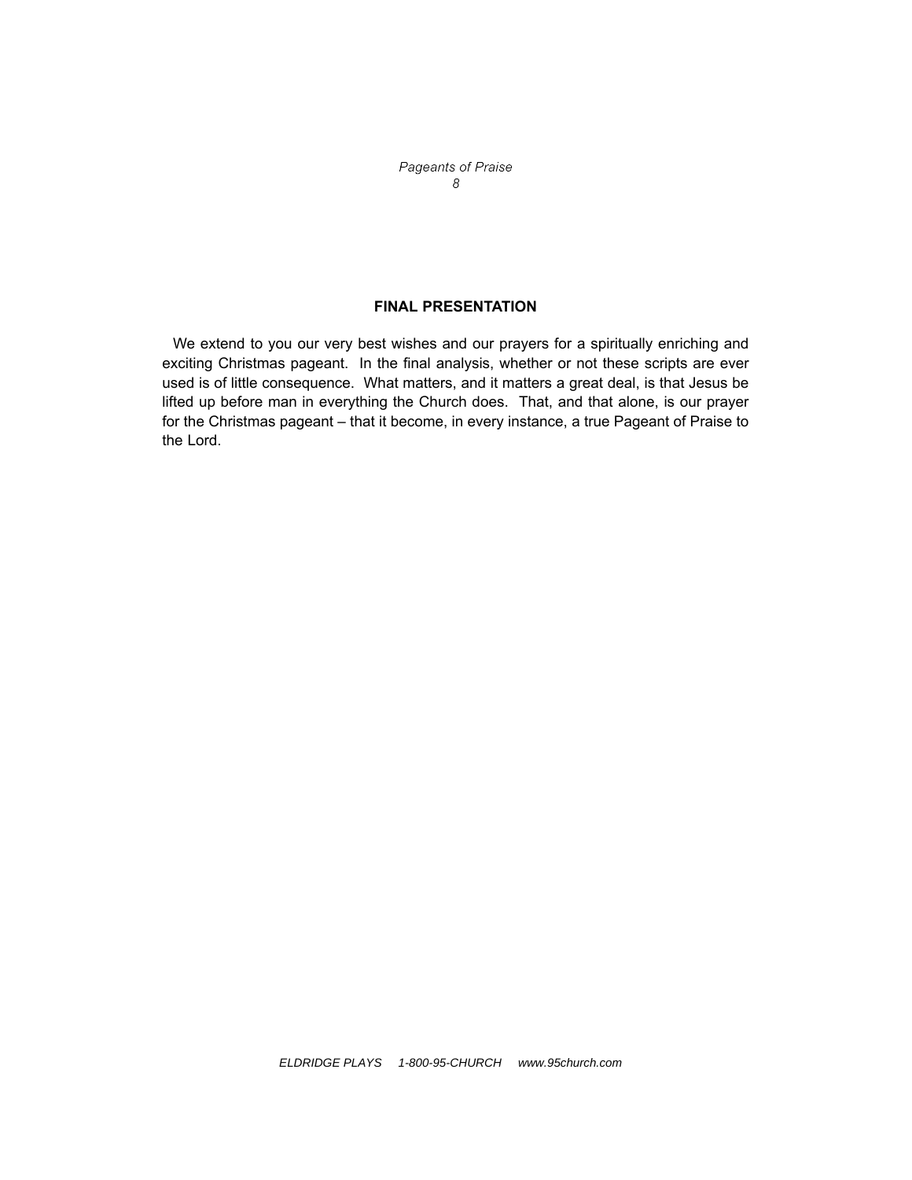## FINAL PRESENTATION

We extend to you our very best wishes and our prayers for a spiritually enriching and exciting Christmas pageant. In the final analysis, whether or not these scripts are ever used is of little consequence. What matters, and it matters a great deal, is that Jesus be lifted up before man in everything the Church does. That, and that alone, is our prayer for the Christmas pageant – that it become, in every instance, a true Pageant of Praise to the Lord.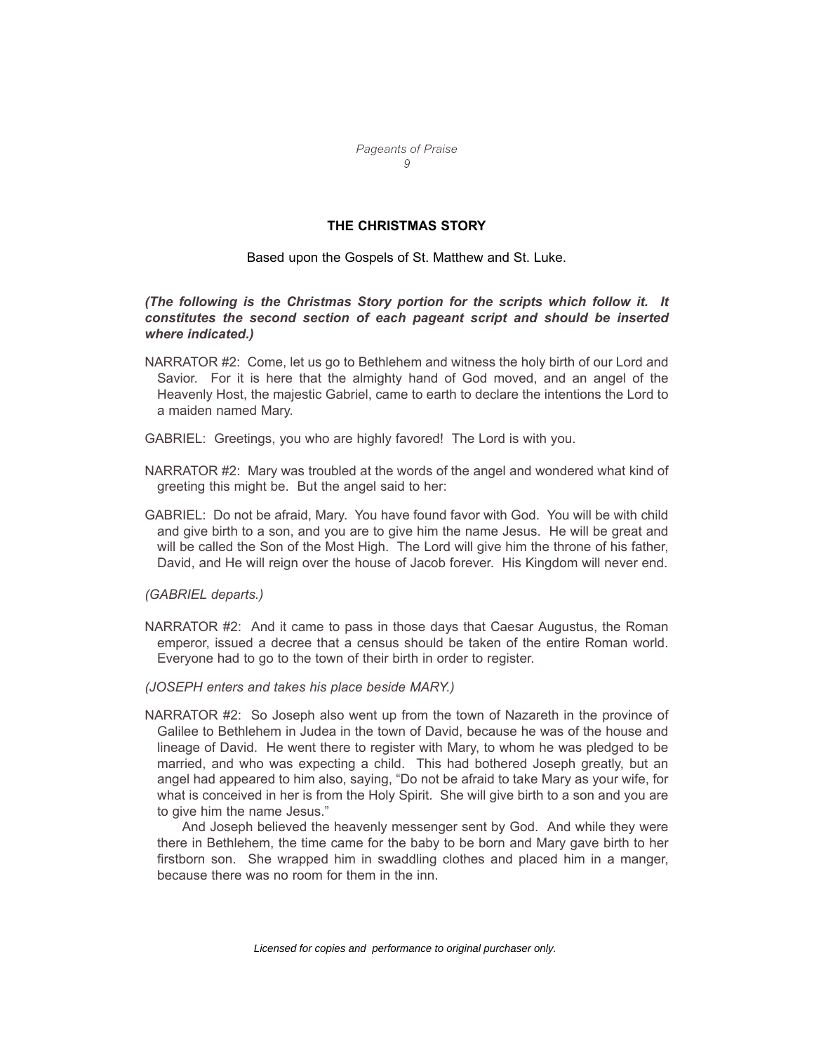## THE CHRISTMAS STORY

Based upon the Gospels of St. Matthew and St. Luke.

***(The following is the Christmas Story portion for the scripts which follow it. It constitutes the second section of each pageant script and should be inserted where indicated.)***

NARRATOR #2: Come, let us go to Bethlehem and witness the holy birth of our Lord and Savior. For it is here that the almighty hand of God moved, and an angel of the Heavenly Host, the majestic Gabriel, came to earth to declare the intentions the Lord to a maiden named Mary.

GABRIEL: Greetings, you who are highly favored! The Lord is with you.

NARRATOR #2: Mary was troubled at the words of the angel and wondered what kind of greeting this might be. But the angel said to her:

GABRIEL: Do not be afraid, Mary. You have found favor with God. You will be with child and give birth to a son, and you are to give him the name Jesus. He will be great and will be called the Son of the Most High. The Lord will give him the throne of his father, David, and He will reign over the house of Jacob forever. His Kingdom will never end.

*(GABRIEL departs.)*

NARRATOR #2: And it came to pass in those days that Caesar Augustus, the Roman emperor, issued a decree that a census should be taken of the entire Roman world. Everyone had to go to the town of their birth in order to register.

*(JOSEPH enters and takes his place beside MARY.)*

NARRATOR #2: So Joseph also went up from the town of Nazareth in the province of Galilee to Bethlehem in Judea in the town of David, because he was of the house and lineage of David. He went there to register with Mary, to whom he was pledged to be married, and who was expecting a child. This had bothered Joseph greatly, but an angel had appeared to him also, saying, "Do not be afraid to take Mary as your wife, for what is conceived in her is from the Holy Spirit. She will give birth to a son and you are to give him the name Jesus."

And Joseph believed the heavenly messenger sent by God. And while they were there in Bethlehem, the time came for the baby to be born and Mary gave birth to her firstborn son. She wrapped him in swaddling clothes and placed him in a manger, because there was no room for them in the inn.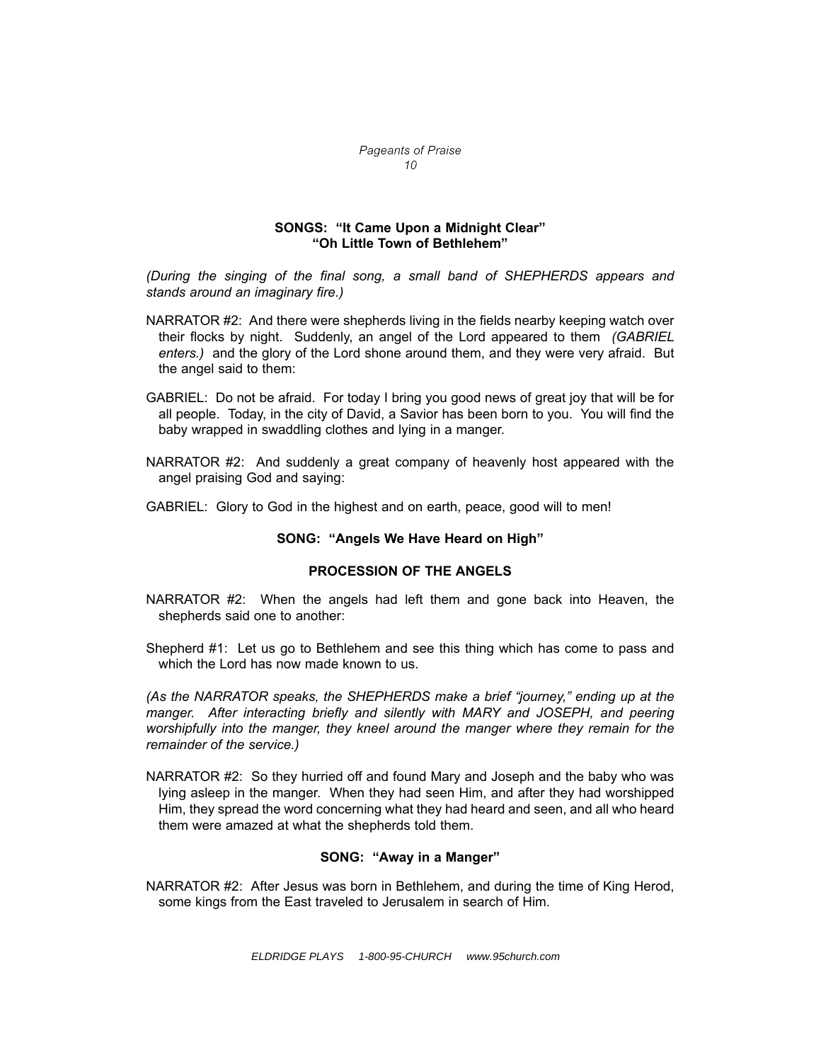**SONGS: "It Came Upon a Midnight Clear"**
**"Oh Little Town of Bethlehem"**

*(During the singing of the final song, a small band of SHEPHERDS appears and stands around an imaginary fire.)*

NARRATOR #2: And there were shepherds living in the fields nearby keeping watch over their flocks by night. Suddenly, an angel of the Lord appeared to them *(GABRIEL enters.)* and the glory of the Lord shone around them, and they were very afraid. But the angel said to them:

GABRIEL: Do not be afraid. For today I bring you good news of great joy that will be for all people. Today, in the city of David, a Savior has been born to you. You will find the baby wrapped in swaddling clothes and lying in a manger.

NARRATOR #2: And suddenly a great company of heavenly host appeared with the angel praising God and saying:

GABRIEL: Glory to God in the highest and on earth, peace, good will to men!

**SONG: "Angels We Have Heard on High"**

**PROCESSION OF THE ANGELS**

NARRATOR #2: When the angels had left them and gone back into Heaven, the shepherds said one to another:

Shepherd #1: Let us go to Bethlehem and see this thing which has come to pass and which the Lord has now made known to us.

*(As the NARRATOR speaks, the SHEPHERDS make a brief "journey," ending up at the manger. After interacting briefly and silently with MARY and JOSEPH, and peering worshipfully into the manger, they kneel around the manger where they remain for the remainder of the service.)*

NARRATOR #2: So they hurried off and found Mary and Joseph and the baby who was lying asleep in the manger. When they had seen Him, and after they had worshipped Him, they spread the word concerning what they had heard and seen, and all who heard them were amazed at what the shepherds told them.

**SONG: "Away in a Manger"**

NARRATOR #2: After Jesus was born in Bethlehem, and during the time of King Herod, some kings from the East traveled to Jerusalem in search of Him.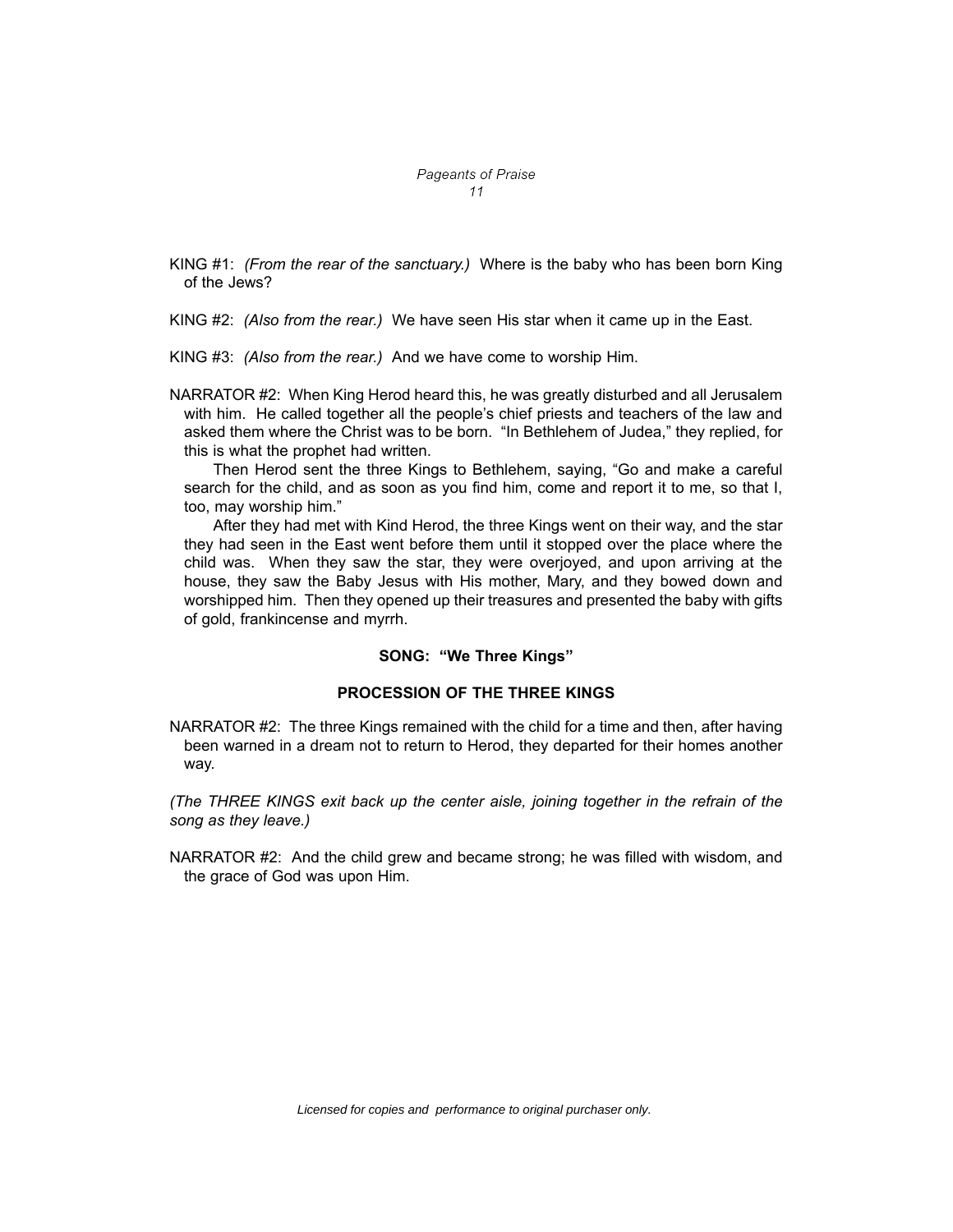KING #1: *(From the rear of the sanctuary.)* Where is the baby who has been born King of the Jews?

KING #2: *(Also from the rear.)* We have seen His star when it came up in the East.

KING #3: *(Also from the rear.)* And we have come to worship Him.

NARRATOR #2: When King Herod heard this, he was greatly disturbed and all Jerusalem with him. He called together all the people's chief priests and teachers of the law and asked them where the Christ was to be born. "In Bethlehem of Judea," they replied, for this is what the prophet had written.

Then Herod sent the three Kings to Bethlehem, saying, "Go and make a careful search for the child, and as soon as you find him, come and report it to me, so that I, too, may worship him."

After they had met with Kind Herod, the three Kings went on their way, and the star they had seen in the East went before them until it stopped over the place where the child was. When they saw the star, they were overjoyed, and upon arriving at the house, they saw the Baby Jesus with His mother, Mary, and they bowed down and worshipped him. Then they opened up their treasures and presented the baby with gifts of gold, frankincense and myrrh.

**SONG: "We Three Kings"**

**PROCESSION OF THE THREE KINGS**

NARRATOR #2: The three Kings remained with the child for a time and then, after having been warned in a dream not to return to Herod, they departed for their homes another way.

*(The THREE KINGS exit back up the center aisle, joining together in the refrain of the song as they leave.)*

NARRATOR #2: And the child grew and became strong; he was filled with wisdom, and the grace of God was upon Him.

*Licensed for copies and performance to original purchaser only.*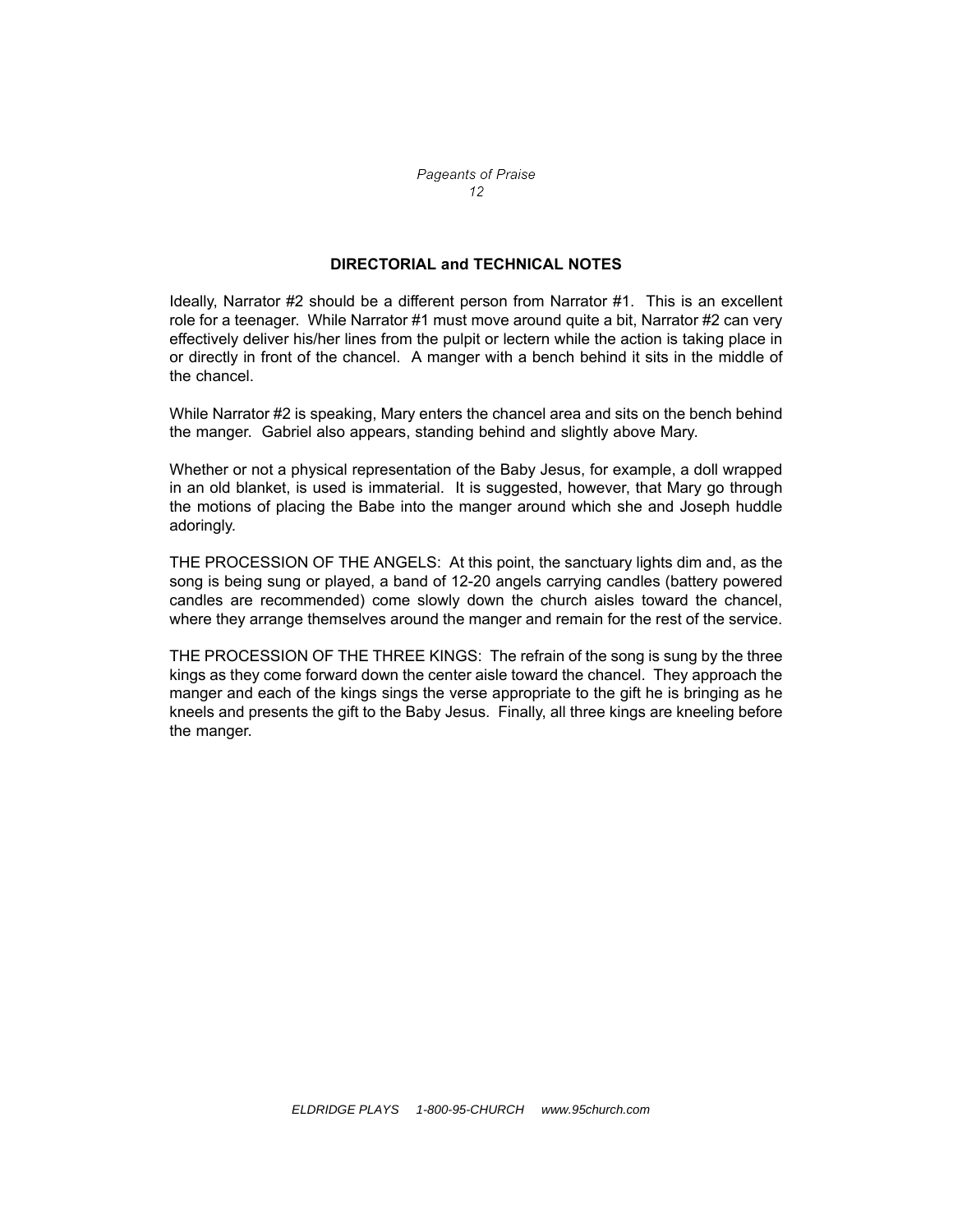## DIRECTORIAL and TECHNICAL NOTES

Ideally, Narrator #2 should be a different person from Narrator #1. This is an excellent role for a teenager. While Narrator #1 must move around quite a bit, Narrator #2 can very effectively deliver his/her lines from the pulpit or lectern while the action is taking place in or directly in front of the chancel. A manger with a bench behind it sits in the middle of the chancel.

While Narrator #2 is speaking, Mary enters the chancel area and sits on the bench behind the manger. Gabriel also appears, standing behind and slightly above Mary.

Whether or not a physical representation of the Baby Jesus, for example, a doll wrapped in an old blanket, is used is immaterial. It is suggested, however, that Mary go through the motions of placing the Babe into the manger around which she and Joseph huddle adoringly.

THE PROCESSION OF THE ANGELS: At this point, the sanctuary lights dim and, as the song is being sung or played, a band of 12-20 angels carrying candles (battery powered candles are recommended) come slowly down the church aisles toward the chancel, where they arrange themselves around the manger and remain for the rest of the service.

THE PROCESSION OF THE THREE KINGS: The refrain of the song is sung by the three kings as they come forward down the center aisle toward the chancel. They approach the manger and each of the kings sings the verse appropriate to the gift he is bringing as he kneels and presents the gift to the Baby Jesus. Finally, all three kings are kneeling before the manger.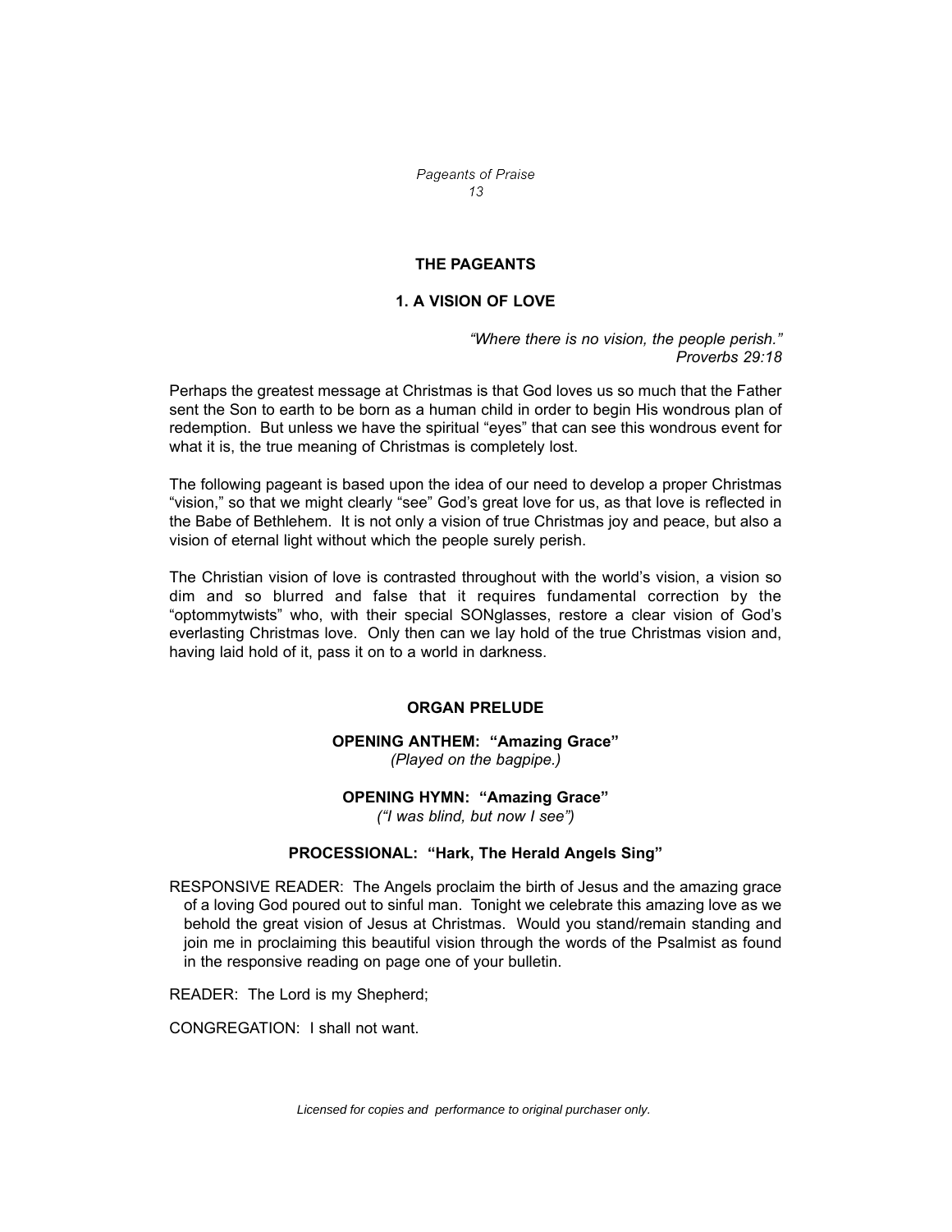## THE PAGEANTS

### 1. A VISION OF LOVE

*"Where there is no vision, the people perish."*
*Proverbs 29:18*

Perhaps the greatest message at Christmas is that God loves us so much that the Father sent the Son to earth to be born as a human child in order to begin His wondrous plan of redemption. But unless we have the spiritual "eyes" that can see this wondrous event for what it is, the true meaning of Christmas is completely lost.

The following pageant is based upon the idea of our need to develop a proper Christmas "vision," so that we might clearly "see" God's great love for us, as that love is reflected in the Babe of Bethlehem. It is not only a vision of true Christmas joy and peace, but also a vision of eternal light without which the people surely perish.

The Christian vision of love is contrasted throughout with the world's vision, a vision so dim and so blurred and false that it requires fundamental correction by the "optommytwists" who, with their special SONglasses, restore a clear vision of God's everlasting Christmas love. Only then can we lay hold of the true Christmas vision and, having laid hold of it, pass it on to a world in darkness.

**ORGAN PRELUDE**

**OPENING ANTHEM: "Amazing Grace"**
*(Played on the bagpipe.)*

**OPENING HYMN: "Amazing Grace"**
*("I was blind, but now I see")*

**PROCESSIONAL: "Hark, The Herald Angels Sing"**

RESPONSIVE READER: The Angels proclaim the birth of Jesus and the amazing grace of a loving God poured out to sinful man. Tonight we celebrate this amazing love as we behold the great vision of Jesus at Christmas. Would you stand/remain standing and join me in proclaiming this beautiful vision through the words of the Psalmist as found in the responsive reading on page one of your bulletin.

READER: The Lord is my Shepherd;

CONGREGATION: I shall not want.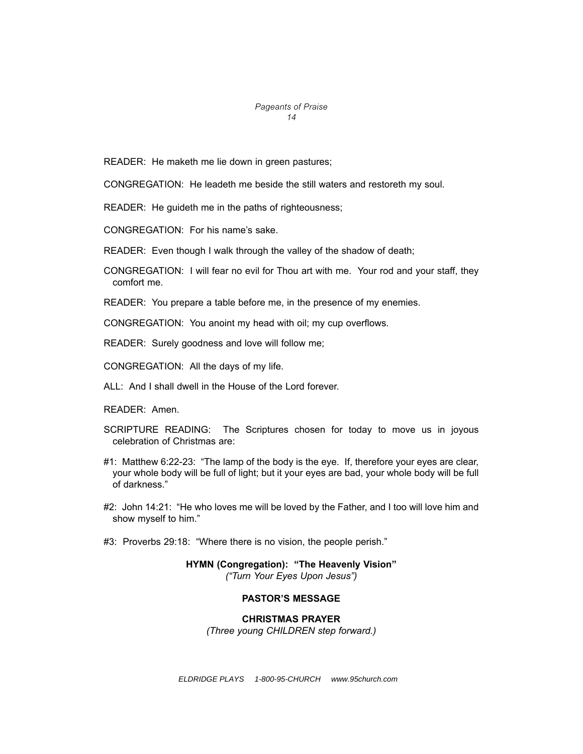READER: He maketh me lie down in green pastures;

CONGREGATION: He leadeth me beside the still waters and restoreth my soul.

READER: He guideth me in the paths of righteousness;

CONGREGATION: For his name's sake.

READER: Even though I walk through the valley of the shadow of death;

CONGREGATION: I will fear no evil for Thou art with me. Your rod and your staff, they comfort me.

READER: You prepare a table before me, in the presence of my enemies.

CONGREGATION: You anoint my head with oil; my cup overflows.

READER: Surely goodness and love will follow me;

CONGREGATION: All the days of my life.

ALL: And I shall dwell in the House of the Lord forever.

READER: Amen.

SCRIPTURE READING: The Scriptures chosen for today to move us in joyous celebration of Christmas are:

#1: Matthew 6:22-23: "The lamp of the body is the eye. If, therefore your eyes are clear, your whole body will be full of light; but it your eyes are bad, your whole body will be full of darkness."

#2: John 14:21: "He who loves me will be loved by the Father, and I too will love him and show myself to him."

#3: Proverbs 29:18: "Where there is no vision, the people perish."

**HYMN (Congregation): "The Heavenly Vision"**
*("Turn Your Eyes Upon Jesus")*

**PASTOR'S MESSAGE**

**CHRISTMAS PRAYER**
*(Three young CHILDREN step forward.)*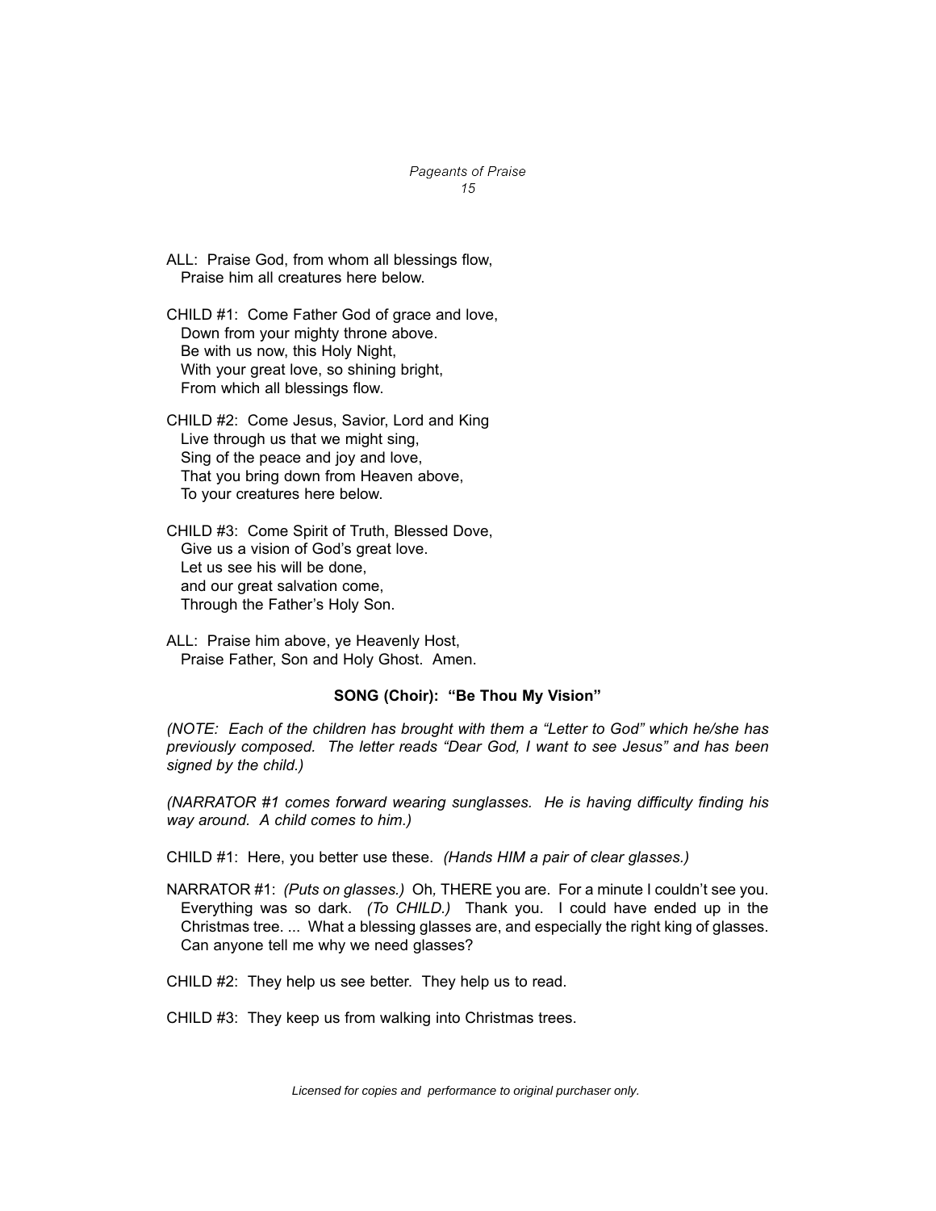ALL: Praise God, from whom all blessings flow,
Praise him all creatures here below.

CHILD #1: Come Father God of grace and love,
Down from your mighty throne above.
Be with us now, this Holy Night,
With your great love, so shining bright,
From which all blessings flow.

CHILD #2: Come Jesus, Savior, Lord and King
Live through us that we might sing,
Sing of the peace and joy and love,
That you bring down from Heaven above,
To your creatures here below.

CHILD #3: Come Spirit of Truth, Blessed Dove,
Give us a vision of God's great love.
Let us see his will be done,
and our great salvation come,
Through the Father's Holy Son.

ALL: Praise him above, ye Heavenly Host,
Praise Father, Son and Holy Ghost. Amen.

**SONG (Choir): "Be Thou My Vision"**

*(NOTE: Each of the children has brought with them a "Letter to God" which he/she has previously composed. The letter reads "Dear God, I want to see Jesus" and has been signed by the child.)*

*(NARRATOR #1 comes forward wearing sunglasses. He is having difficulty finding his way around. A child comes to him.)*

CHILD #1: Here, you better use these. *(Hands HIM a pair of clear glasses.)*

NARRATOR #1: *(Puts on glasses.)* Oh, THERE you are. For a minute I couldn't see you. Everything was so dark. *(To CHILD.)* Thank you. I could have ended up in the Christmas tree. ... What a blessing glasses are, and especially the right king of glasses. Can anyone tell me why we need glasses?

CHILD #2: They help us see better. They help us to read.

CHILD #3: They keep us from walking into Christmas trees.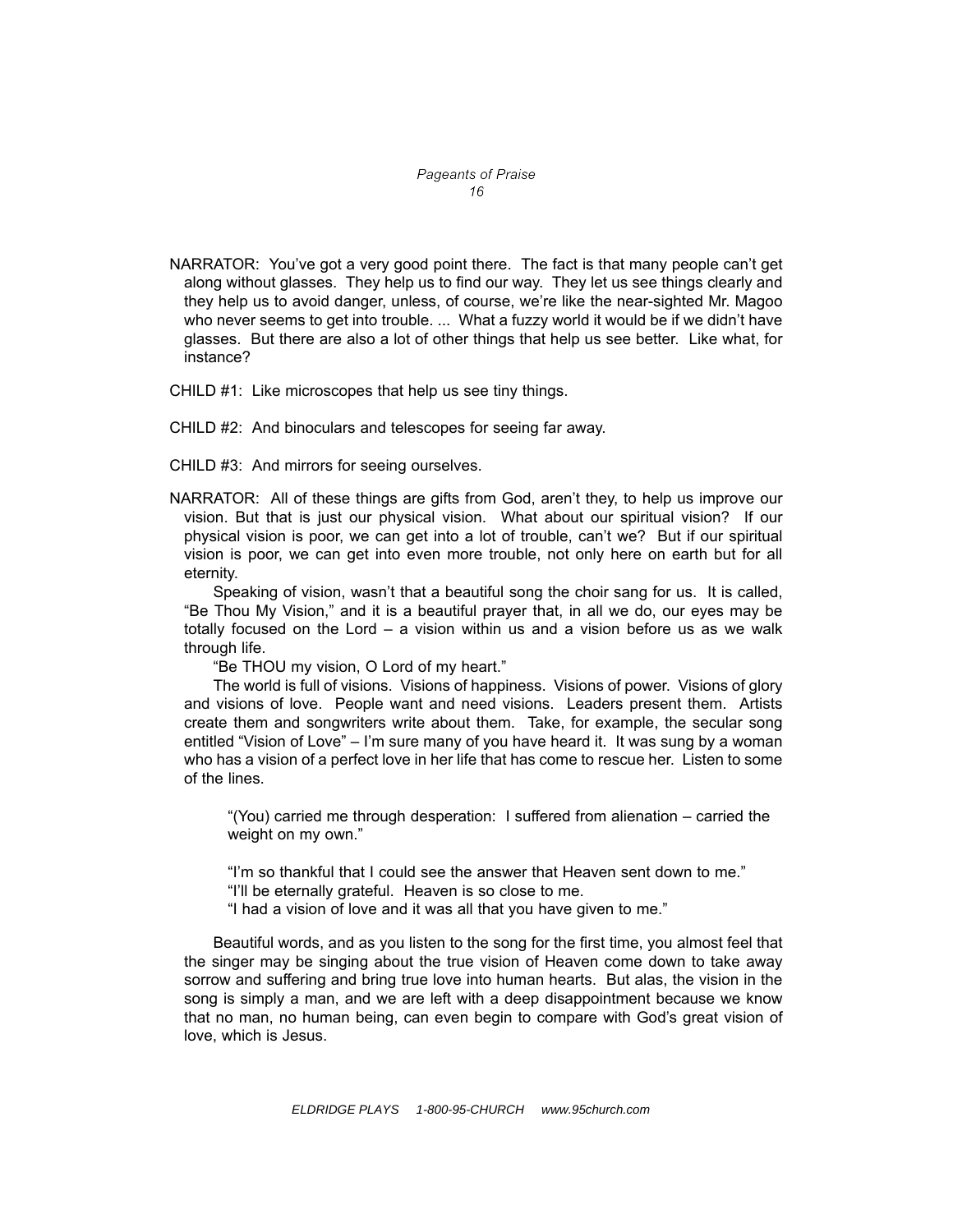NARRATOR: You've got a very good point there. The fact is that many people can't get along without glasses. They help us to find our way. They let us see things clearly and they help us to avoid danger, unless, of course, we're like the near-sighted Mr. Magoo who never seems to get into trouble. ... What a fuzzy world it would be if we didn't have glasses. But there are also a lot of other things that help us see better. Like what, for instance?

CHILD #1: Like microscopes that help us see tiny things.

CHILD #2: And binoculars and telescopes for seeing far away.

CHILD #3: And mirrors for seeing ourselves.

NARRATOR: All of these things are gifts from God, aren't they, to help us improve our vision. But that is just our physical vision. What about our spiritual vision? If our physical vision is poor, we can get into a lot of trouble, can't we? But if our spiritual vision is poor, we can get into even more trouble, not only here on earth but for all eternity.

Speaking of vision, wasn't that a beautiful song the choir sang for us. It is called, "Be Thou My Vision," and it is a beautiful prayer that, in all we do, our eyes may be totally focused on the Lord – a vision within us and a vision before us as we walk through life.

"Be THOU my vision, O Lord of my heart."

The world is full of visions. Visions of happiness. Visions of power. Visions of glory and visions of love. People want and need visions. Leaders present them. Artists create them and songwriters write about them. Take, for example, the secular song entitled "Vision of Love" – I'm sure many of you have heard it. It was sung by a woman who has a vision of a perfect love in her life that has come to rescue her. Listen to some of the lines.

> "(You) carried me through desperation: I suffered from alienation – carried the weight on my own."
>
> "I'm so thankful that I could see the answer that Heaven sent down to me."
> "I'll be eternally grateful. Heaven is so close to me.
> "I had a vision of love and it was all that you have given to me."

Beautiful words, and as you listen to the song for the first time, you almost feel that the singer may be singing about the true vision of Heaven come down to take away sorrow and suffering and bring true love into human hearts. But alas, the vision in the song is simply a man, and we are left with a deep disappointment because we know that no man, no human being, can even begin to compare with God's great vision of love, which is Jesus.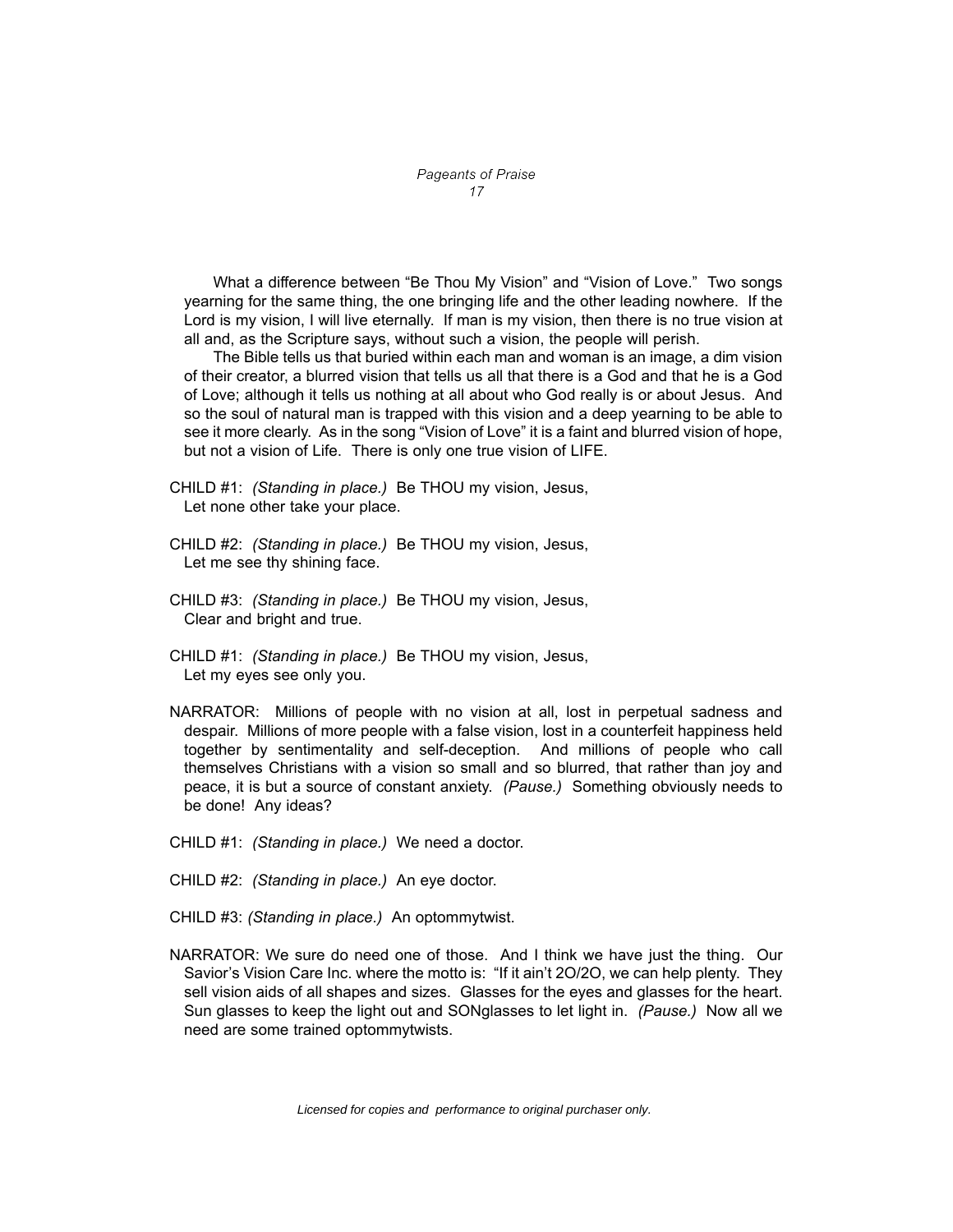What a difference between "Be Thou My Vision" and "Vision of Love." Two songs yearning for the same thing, the one bringing life and the other leading nowhere. If the Lord is my vision, I will live eternally. If man is my vision, then there is no true vision at all and, as the Scripture says, without such a vision, the people will perish.

The Bible tells us that buried within each man and woman is an image, a dim vision of their creator, a blurred vision that tells us all that there is a God and that he is a God of Love; although it tells us nothing at all about who God really is or about Jesus. And so the soul of natural man is trapped with this vision and a deep yearning to be able to see it more clearly. As in the song "Vision of Love" it is a faint and blurred vision of hope, but not a vision of Life. There is only one true vision of LIFE.

CHILD #1: *(Standing in place.)* Be THOU my vision, Jesus,
Let none other take your place.

CHILD #2: *(Standing in place.)* Be THOU my vision, Jesus,
Let me see thy shining face.

CHILD #3: *(Standing in place.)* Be THOU my vision, Jesus,
Clear and bright and true.

CHILD #1: *(Standing in place.)* Be THOU my vision, Jesus,
Let my eyes see only you.

NARRATOR: Millions of people with no vision at all, lost in perpetual sadness and despair. Millions of more people with a false vision, lost in a counterfeit happiness held together by sentimentality and self-deception. And millions of people who call themselves Christians with a vision so small and so blurred, that rather than joy and peace, it is but a source of constant anxiety. *(Pause.)* Something obviously needs to be done! Any ideas?

CHILD #1: *(Standing in place.)* We need a doctor.

CHILD #2: *(Standing in place.)* An eye doctor.

CHILD #3: *(Standing in place.)* An optommytwist.

NARRATOR: We sure do need one of those. And I think we have just the thing. Our Savior's Vision Care Inc. where the motto is: "If it ain't 2O/2O, we can help plenty. They sell vision aids of all shapes and sizes. Glasses for the eyes and glasses for the heart. Sun glasses to keep the light out and SONglasses to let light in. *(Pause.)* Now all we need are some trained optommytwists.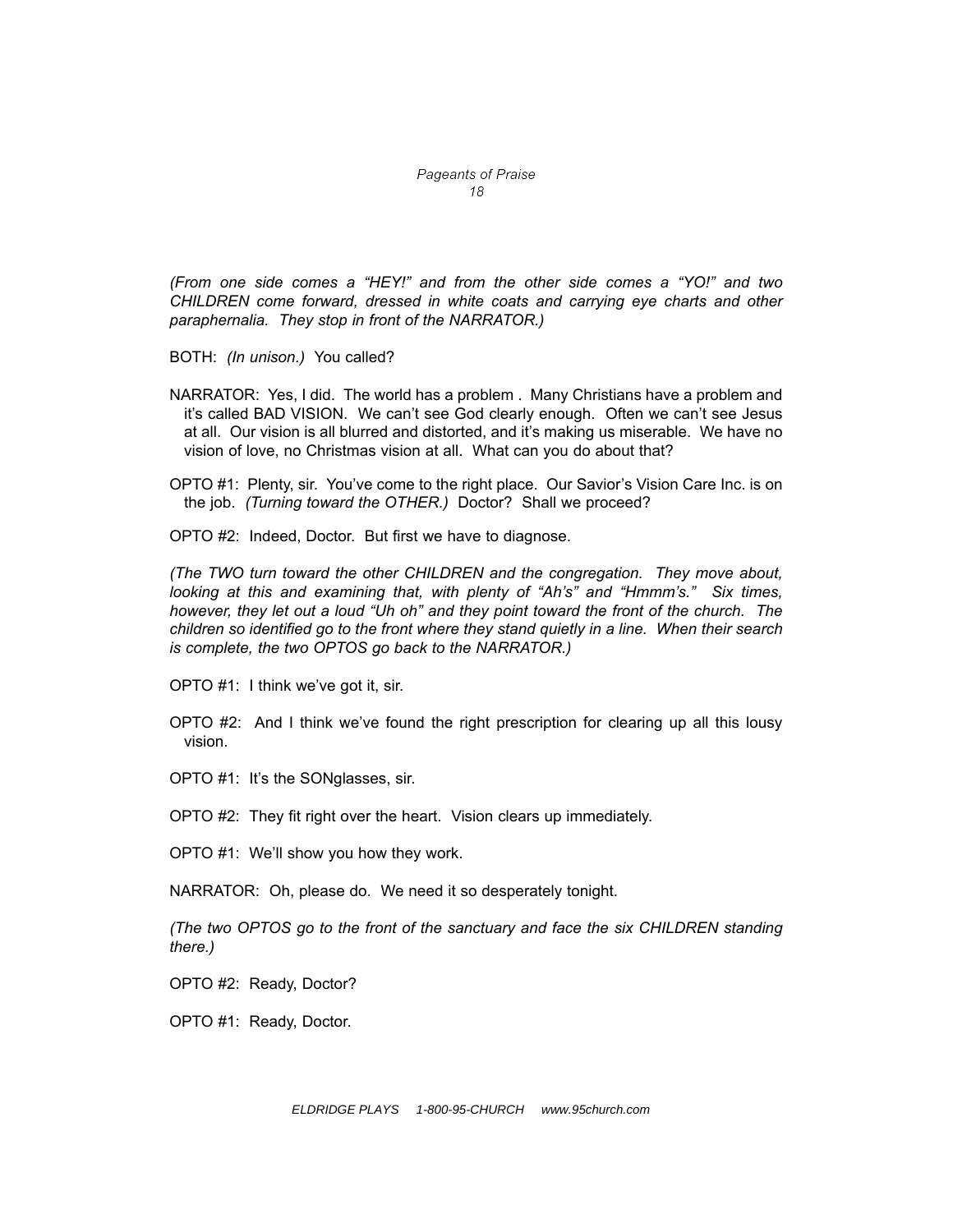*(From one side comes a "HEY!" and from the other side comes a "YO!" and two CHILDREN come forward, dressed in white coats and carrying eye charts and other paraphernalia. They stop in front of the NARRATOR.)*

BOTH: *(In unison.)* You called?

NARRATOR: Yes, I did. The world has a problem . Many Christians have a problem and it's called BAD VISION. We can't see God clearly enough. Often we can't see Jesus at all. Our vision is all blurred and distorted, and it's making us miserable. We have no vision of love, no Christmas vision at all. What can you do about that?

OPTO #1: Plenty, sir. You've come to the right place. Our Savior's Vision Care Inc. is on the job. *(Turning toward the OTHER.)* Doctor? Shall we proceed?

OPTO #2: Indeed, Doctor. But first we have to diagnose.

*(The TWO turn toward the other CHILDREN and the congregation. They move about, looking at this and examining that, with plenty of "Ah's" and "Hmmm's." Six times, however, they let out a loud "Uh oh" and they point toward the front of the church. The children so identified go to the front where they stand quietly in a line. When their search is complete, the two OPTOS go back to the NARRATOR.)*

OPTO #1: I think we've got it, sir.

OPTO #2: And I think we've found the right prescription for clearing up all this lousy vision.

OPTO #1: It's the SONglasses, sir.

OPTO #2: They fit right over the heart. Vision clears up immediately.

OPTO #1: We'll show you how they work.

NARRATOR: Oh, please do. We need it so desperately tonight.

*(The two OPTOS go to the front of the sanctuary and face the six CHILDREN standing there.)*

OPTO #2: Ready, Doctor?

OPTO #1: Ready, Doctor.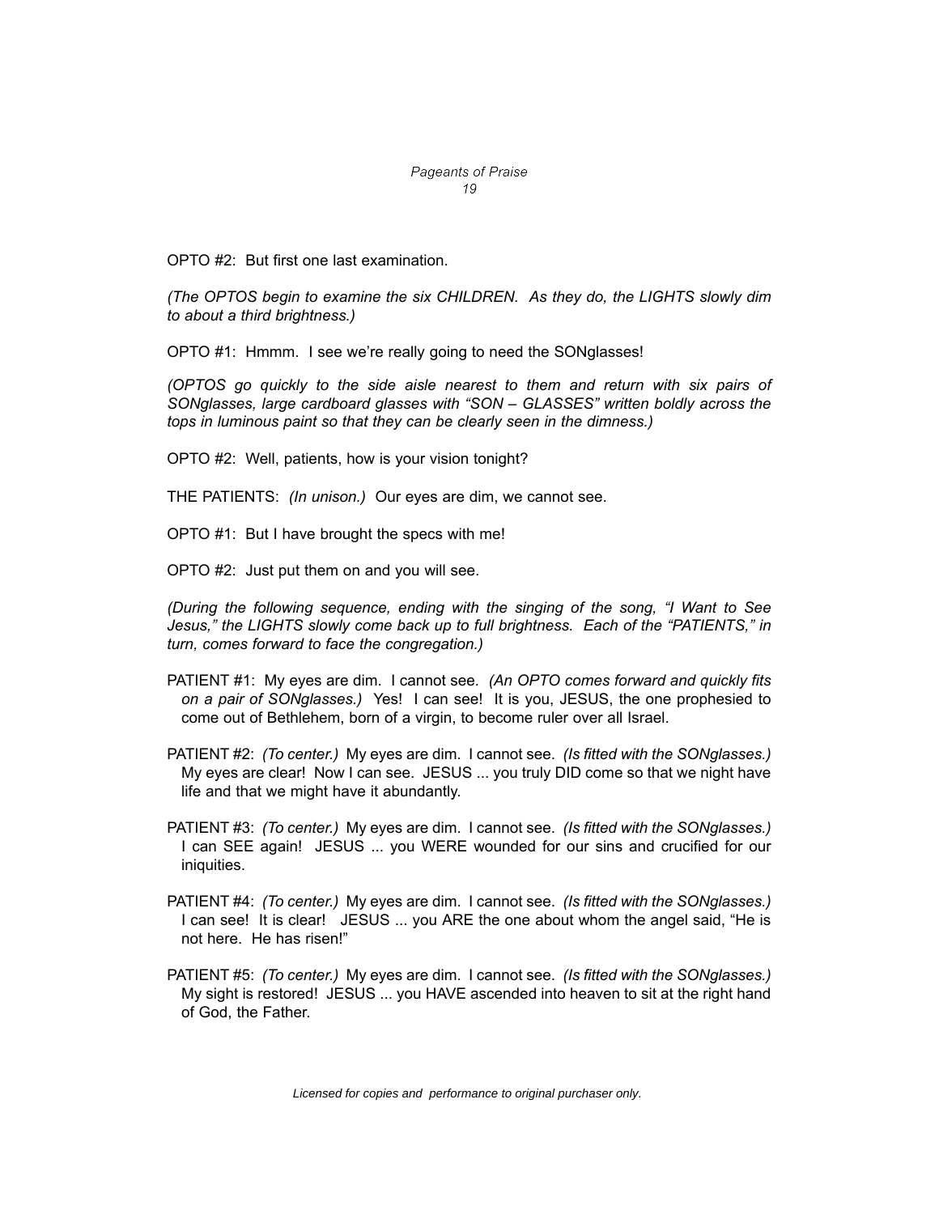OPTO #2: But first one last examination.

*(The OPTOS begin to examine the six CHILDREN. As they do, the LIGHTS slowly dim to about a third brightness.)*

OPTO #1: Hmmm. I see we're really going to need the SONglasses!

*(OPTOS go quickly to the side aisle nearest to them and return with six pairs of SONglasses, large cardboard glasses with "SON – GLASSES" written boldly across the tops in luminous paint so that they can be clearly seen in the dimness.)*

OPTO #2: Well, patients, how is your vision tonight?

THE PATIENTS: *(In unison.)* Our eyes are dim, we cannot see.

OPTO #1: But I have brought the specs with me!

OPTO #2: Just put them on and you will see.

*(During the following sequence, ending with the singing of the song, "I Want to See Jesus," the LIGHTS slowly come back up to full brightness. Each of the "PATIENTS," in turn, comes forward to face the congregation.)*

PATIENT #1: My eyes are dim. I cannot see. *(An OPTO comes forward and quickly fits on a pair of SONglasses.)* Yes! I can see! It is you, JESUS, the one prophesied to come out of Bethlehem, born of a virgin, to become ruler over all Israel.

PATIENT #2: *(To center.)* My eyes are dim. I cannot see. *(Is fitted with the SONglasses.)* My eyes are clear! Now I can see. JESUS ... you truly DID come so that we night have life and that we might have it abundantly.

PATIENT #3: *(To center.)* My eyes are dim. I cannot see. *(Is fitted with the SONglasses.)* I can SEE again! JESUS ... you WERE wounded for our sins and crucified for our iniquities.

PATIENT #4: *(To center.)* My eyes are dim. I cannot see. *(Is fitted with the SONglasses.)* I can see! It is clear! JESUS ... you ARE the one about whom the angel said, "He is not here. He has risen!"

PATIENT #5: *(To center.)* My eyes are dim. I cannot see. *(Is fitted with the SONglasses.)* My sight is restored! JESUS ... you HAVE ascended into heaven to sit at the right hand of God, the Father.

*Licensed for copies and performance to original purchaser only.*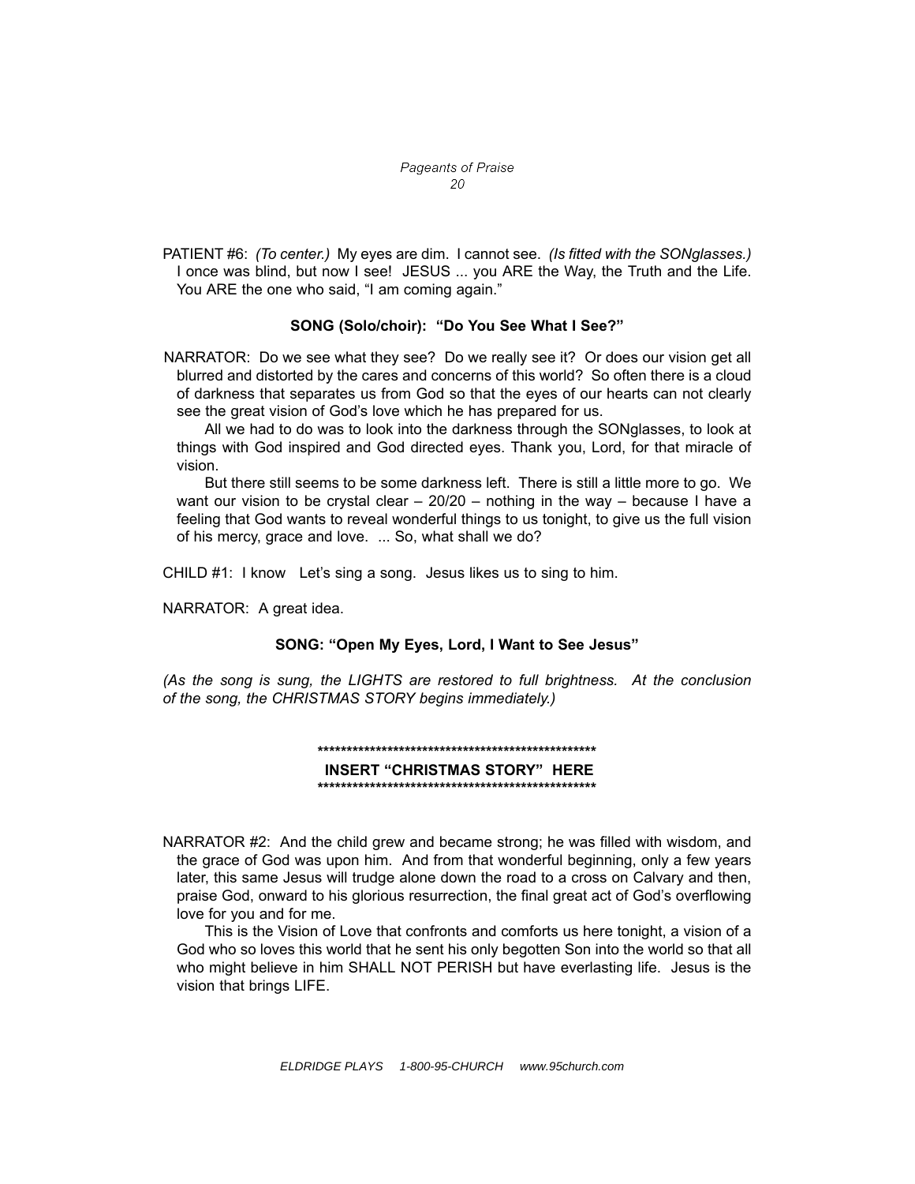PATIENT #6: *(To center.)* My eyes are dim. I cannot see. *(Is fitted with the SONglasses.)* I once was blind, but now I see! JESUS ... you ARE the Way, the Truth and the Life. You ARE the one who said, "I am coming again."

**SONG (Solo/choir): "Do You See What I See?"**

NARRATOR: Do we see what they see? Do we really see it? Or does our vision get all blurred and distorted by the cares and concerns of this world? So often there is a cloud of darkness that separates us from God so that the eyes of our hearts can not clearly see the great vision of God's love which he has prepared for us.

All we had to do was to look into the darkness through the SONglasses, to look at things with God inspired and God directed eyes. Thank you, Lord, for that miracle of vision.

But there still seems to be some darkness left. There is still a little more to go. We want our vision to be crystal clear – 20/20 – nothing in the way – because I have a feeling that God wants to reveal wonderful things to us tonight, to give us the full vision of his mercy, grace and love. ... So, what shall we do?

CHILD #1: I know Let's sing a song. Jesus likes us to sing to him.

NARRATOR: A great idea.

**SONG: "Open My Eyes, Lord, I Want to See Jesus"**

*(As the song is sung, the LIGHTS are restored to full brightness. At the conclusion of the song, the CHRISTMAS STORY begins immediately.)*

**\*\*\*\*\*\*\*\*\*\*\*\*\*\*\*\*\*\*\*\*\*\*\*\*\*\*\*\*\*\*\*\*\*\*\*\*\*\*\*\*\*\*\*\*\*\*\*\*\*\*\*\***

**INSERT "CHRISTMAS STORY" HERE**

**\*\*\*\*\*\*\*\*\*\*\*\*\*\*\*\*\*\*\*\*\*\*\*\*\*\*\*\*\*\*\*\*\*\*\*\*\*\*\*\*\*\*\*\*\*\*\*\*\*\*\*\***

NARRATOR #2: And the child grew and became strong; he was filled with wisdom, and the grace of God was upon him. And from that wonderful beginning, only a few years later, this same Jesus will trudge alone down the road to a cross on Calvary and then, praise God, onward to his glorious resurrection, the final great act of God's overflowing love for you and for me.

This is the Vision of Love that confronts and comforts us here tonight, a vision of a God who so loves this world that he sent his only begotten Son into the world so that all who might believe in him SHALL NOT PERISH but have everlasting life. Jesus is the vision that brings LIFE.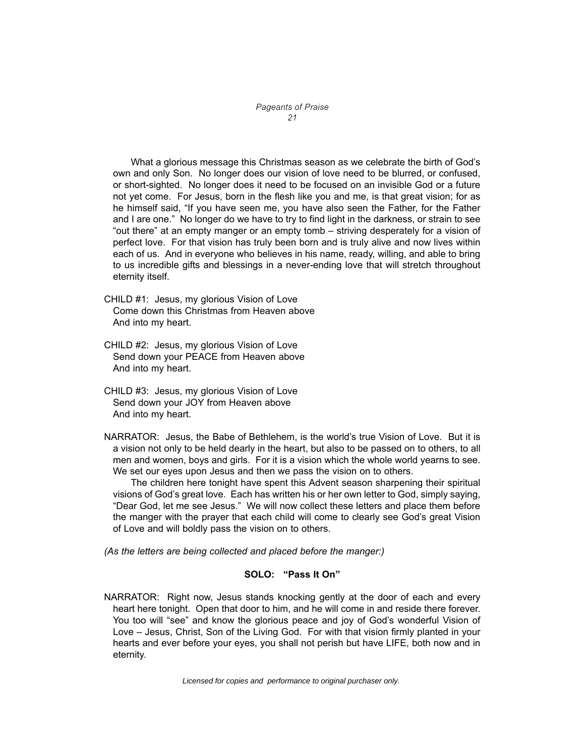What a glorious message this Christmas season as we celebrate the birth of God's own and only Son. No longer does our vision of love need to be blurred, or confused, or short-sighted. No longer does it need to be focused on an invisible God or a future not yet come. For Jesus, born in the flesh like you and me, is that great vision; for as he himself said, "If you have seen me, you have also seen the Father, for the Father and I are one." No longer do we have to try to find light in the darkness, or strain to see "out there" at an empty manger or an empty tomb – striving desperately for a vision of perfect love. For that vision has truly been born and is truly alive and now lives within each of us. And in everyone who believes in his name, ready, willing, and able to bring to us incredible gifts and blessings in a never-ending love that will stretch throughout eternity itself.

CHILD #1: Jesus, my glorious Vision of Love
Come down this Christmas from Heaven above
And into my heart.

CHILD #2: Jesus, my glorious Vision of Love
Send down your PEACE from Heaven above
And into my heart.

CHILD #3: Jesus, my glorious Vision of Love
Send down your JOY from Heaven above
And into my heart.

NARRATOR: Jesus, the Babe of Bethlehem, is the world's true Vision of Love. But it is a vision not only to be held dearly in the heart, but also to be passed on to others, to all men and women, boys and girls. For it is a vision which the whole world yearns to see. We set our eyes upon Jesus and then we pass the vision on to others.

The children here tonight have spent this Advent season sharpening their spiritual visions of God's great love. Each has written his or her own letter to God, simply saying, "Dear God, let me see Jesus." We will now collect these letters and place them before the manger with the prayer that each child will come to clearly see God's great Vision of Love and will boldly pass the vision on to others.

*(As the letters are being collected and placed before the manger:)*

**SOLO: "Pass It On"**

NARRATOR: Right now, Jesus stands knocking gently at the door of each and every heart here tonight. Open that door to him, and he will come in and reside there forever. You too will "see" and know the glorious peace and joy of God's wonderful Vision of Love – Jesus, Christ, Son of the Living God. For with that vision firmly planted in your hearts and ever before your eyes, you shall not perish but have LIFE, both now and in eternity.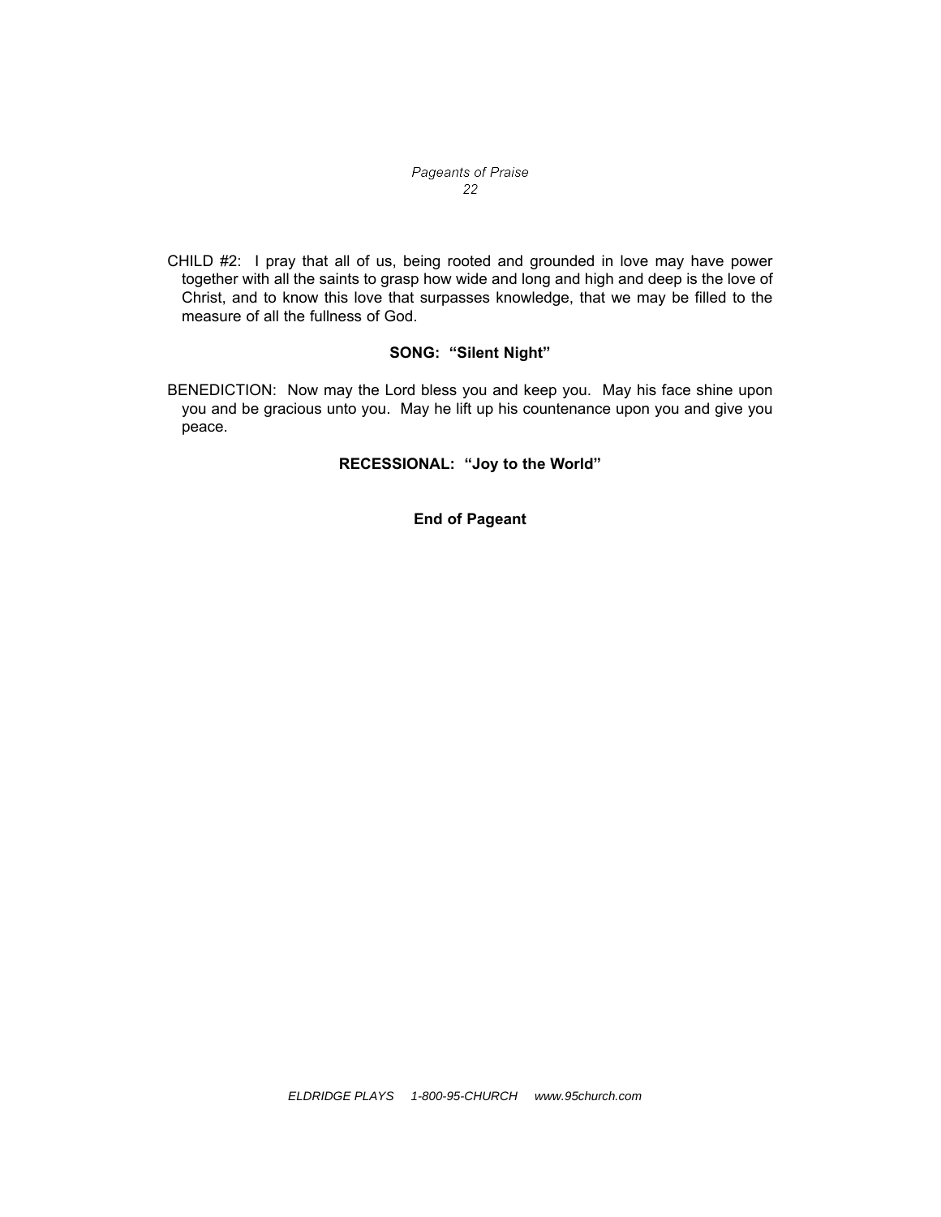CHILD #2: I pray that all of us, being rooted and grounded in love may have power together with all the saints to grasp how wide and long and high and deep is the love of Christ, and to know this love that surpasses knowledge, that we may be filled to the measure of all the fullness of God.

**SONG: "Silent Night"**

BENEDICTION: Now may the Lord bless you and keep you. May his face shine upon you and be gracious unto you. May he lift up his countenance upon you and give you peace.

**RECESSIONAL: "Joy to the World"**

**End of Pageant**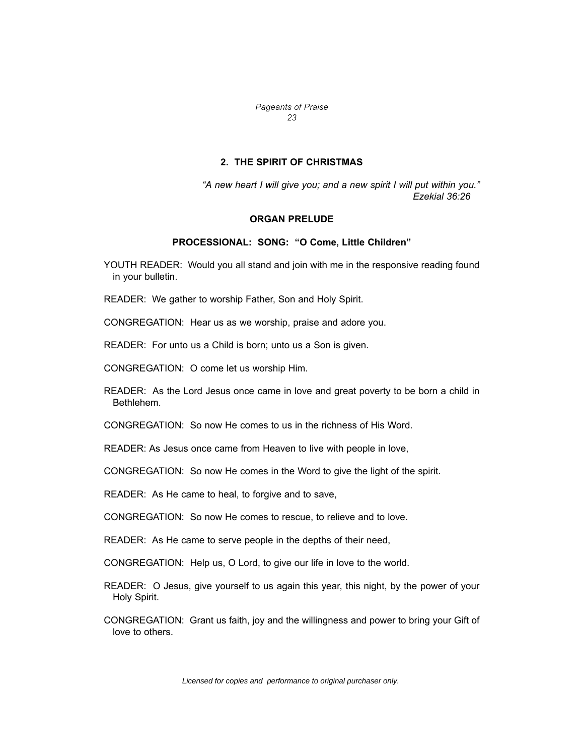## 2. THE SPIRIT OF CHRISTMAS

*"A new heart I will give you; and a new spirit I will put within you."*
*Ezekial 36:26*

### ORGAN PRELUDE

### PROCESSIONAL: SONG: "O Come, Little Children"

YOUTH READER: Would you all stand and join with me in the responsive reading found in your bulletin.

READER: We gather to worship Father, Son and Holy Spirit.

CONGREGATION: Hear us as we worship, praise and adore you.

READER: For unto us a Child is born; unto us a Son is given.

CONGREGATION: O come let us worship Him.

READER: As the Lord Jesus once came in love and great poverty to be born a child in Bethlehem.

CONGREGATION: So now He comes to us in the richness of His Word.

READER: As Jesus once came from Heaven to live with people in love,

CONGREGATION: So now He comes in the Word to give the light of the spirit.

READER: As He came to heal, to forgive and to save,

CONGREGATION: So now He comes to rescue, to relieve and to love.

READER: As He came to serve people in the depths of their need,

CONGREGATION: Help us, O Lord, to give our life in love to the world.

READER: O Jesus, give yourself to us again this year, this night, by the power of your Holy Spirit.

CONGREGATION: Grant us faith, joy and the willingness and power to bring your Gift of love to others.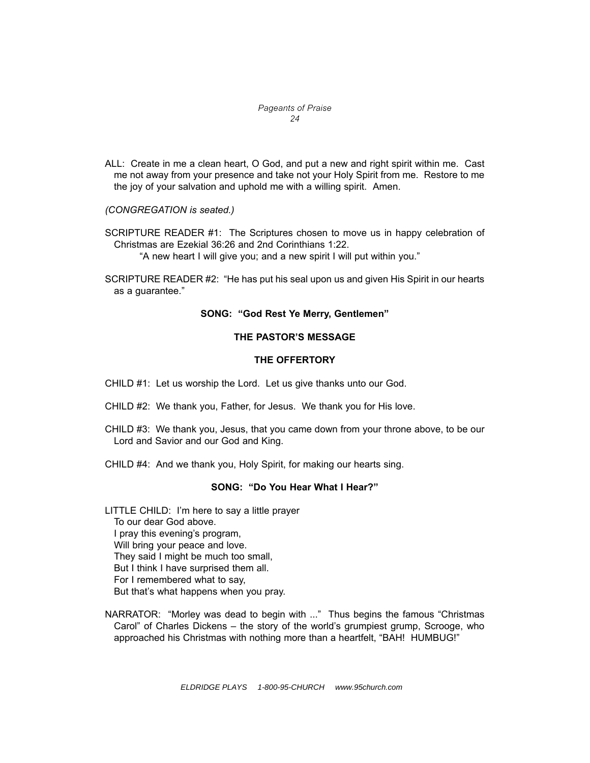ALL: Create in me a clean heart, O God, and put a new and right spirit within me. Cast me not away from your presence and take not your Holy Spirit from me. Restore to me the joy of your salvation and uphold me with a willing spirit. Amen.

*(CONGREGATION is seated.)*

SCRIPTURE READER #1: The Scriptures chosen to move us in happy celebration of Christmas are Ezekial 36:26 and 2nd Corinthians 1:22.

"A new heart I will give you; and a new spirit I will put within you."

SCRIPTURE READER #2: "He has put his seal upon us and given His Spirit in our hearts as a guarantee."

**SONG: "God Rest Ye Merry, Gentlemen"**

**THE PASTOR'S MESSAGE**

**THE OFFERTORY**

CHILD #1: Let us worship the Lord. Let us give thanks unto our God.

CHILD #2: We thank you, Father, for Jesus. We thank you for His love.

CHILD #3: We thank you, Jesus, that you came down from your throne above, to be our Lord and Savior and our God and King.

CHILD #4: And we thank you, Holy Spirit, for making our hearts sing.

**SONG: "Do You Hear What I Hear?"**

LITTLE CHILD: I'm here to say a little prayer
To our dear God above.
I pray this evening's program,
Will bring your peace and love.
They said I might be much too small,
But I think I have surprised them all.
For I remembered what to say,
But that's what happens when you pray.

NARRATOR: "Morley was dead to begin with ..." Thus begins the famous "Christmas Carol" of Charles Dickens – the story of the world's grumpiest grump, Scrooge, who approached his Christmas with nothing more than a heartfelt, "BAH! HUMBUG!"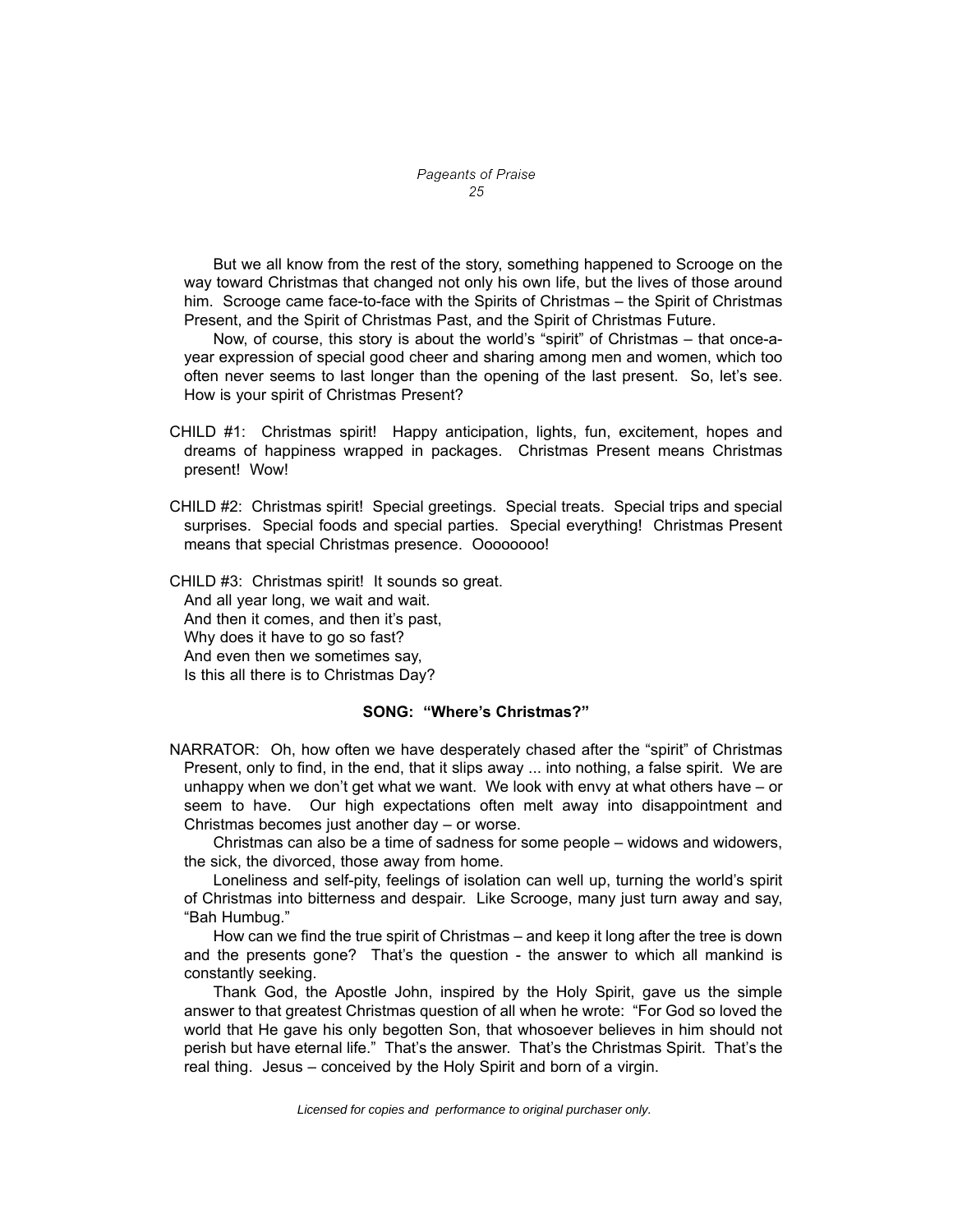But we all know from the rest of the story, something happened to Scrooge on the way toward Christmas that changed not only his own life, but the lives of those around him. Scrooge came face-to-face with the Spirits of Christmas – the Spirit of Christmas Present, and the Spirit of Christmas Past, and the Spirit of Christmas Future.

Now, of course, this story is about the world's "spirit" of Christmas – that once-a-year expression of special good cheer and sharing among men and women, which too often never seems to last longer than the opening of the last present. So, let's see. How is your spirit of Christmas Present?

CHILD #1: Christmas spirit! Happy anticipation, lights, fun, excitement, hopes and dreams of happiness wrapped in packages. Christmas Present means Christmas present! Wow!

CHILD #2: Christmas spirit! Special greetings. Special treats. Special trips and special surprises. Special foods and special parties. Special everything! Christmas Present means that special Christmas presence. Oooooooo!

CHILD #3: Christmas spirit! It sounds so great.
And all year long, we wait and wait.
And then it comes, and then it's past,
Why does it have to go so fast?
And even then we sometimes say,
Is this all there is to Christmas Day?

**SONG: "Where's Christmas?"**

NARRATOR: Oh, how often we have desperately chased after the "spirit" of Christmas Present, only to find, in the end, that it slips away ... into nothing, a false spirit. We are unhappy when we don't get what we want. We look with envy at what others have – or seem to have. Our high expectations often melt away into disappointment and Christmas becomes just another day – or worse.

Christmas can also be a time of sadness for some people – widows and widowers, the sick, the divorced, those away from home.

Loneliness and self-pity, feelings of isolation can well up, turning the world's spirit of Christmas into bitterness and despair. Like Scrooge, many just turn away and say, "Bah Humbug."

How can we find the true spirit of Christmas – and keep it long after the tree is down and the presents gone? That's the question - the answer to which all mankind is constantly seeking.

Thank God, the Apostle John, inspired by the Holy Spirit, gave us the simple answer to that greatest Christmas question of all when he wrote: "For God so loved the world that He gave his only begotten Son, that whosoever believes in him should not perish but have eternal life." That's the answer. That's the Christmas Spirit. That's the real thing. Jesus – conceived by the Holy Spirit and born of a virgin.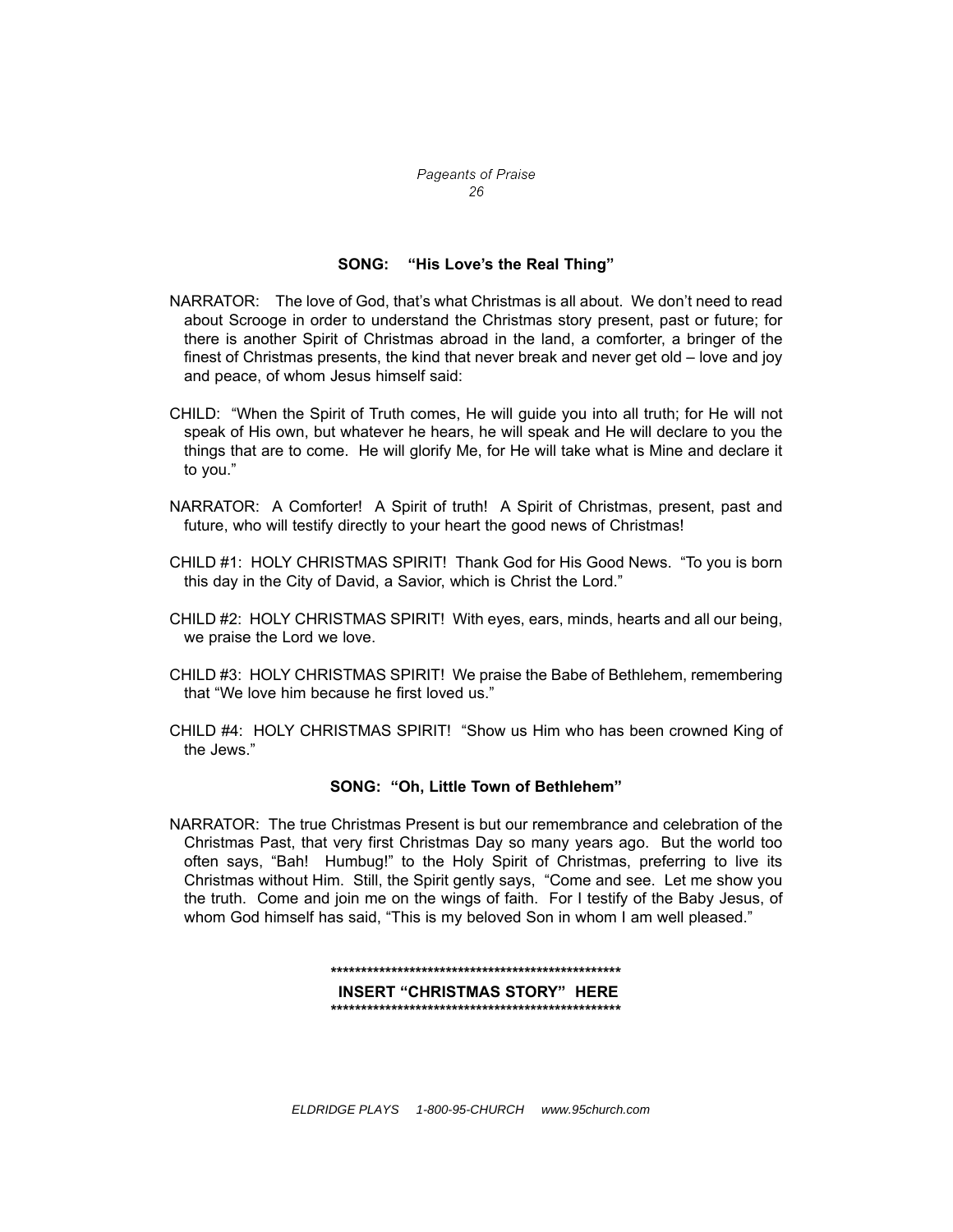**SONG: "His Love's the Real Thing"**

NARRATOR: The love of God, that's what Christmas is all about. We don't need to read about Scrooge in order to understand the Christmas story present, past or future; for there is another Spirit of Christmas abroad in the land, a comforter, a bringer of the finest of Christmas presents, the kind that never break and never get old – love and joy and peace, of whom Jesus himself said:

CHILD: "When the Spirit of Truth comes, He will guide you into all truth; for He will not speak of His own, but whatever he hears, he will speak and He will declare to you the things that are to come. He will glorify Me, for He will take what is Mine and declare it to you."

NARRATOR: A Comforter! A Spirit of truth! A Spirit of Christmas, present, past and future, who will testify directly to your heart the good news of Christmas!

CHILD #1: HOLY CHRISTMAS SPIRIT! Thank God for His Good News. "To you is born this day in the City of David, a Savior, which is Christ the Lord."

CHILD #2: HOLY CHRISTMAS SPIRIT! With eyes, ears, minds, hearts and all our being, we praise the Lord we love.

CHILD #3: HOLY CHRISTMAS SPIRIT! We praise the Babe of Bethlehem, remembering that "We love him because he first loved us."

CHILD #4: HOLY CHRISTMAS SPIRIT! "Show us Him who has been crowned King of the Jews."

**SONG: "Oh, Little Town of Bethlehem"**

NARRATOR: The true Christmas Present is but our remembrance and celebration of the Christmas Past, that very first Christmas Day so many years ago. But the world too often says, "Bah! Humbug!" to the Holy Spirit of Christmas, preferring to live its Christmas without Him. Still, the Spirit gently says, "Come and see. Let me show you the truth. Come and join me on the wings of faith. For I testify of the Baby Jesus, of whom God himself has said, "This is my beloved Son in whom I am well pleased."

\*\*\*\*\*\*\*\*\*\*\*\*\*\*\*\*\*\*\*\*\*\*\*\*\*\*\*\*\*\*\*\*\*\*\*\*\*\*\*\*\*\*\*\*\*\*\*\*\*\*

**INSERT "CHRISTMAS STORY" HERE**

\*\*\*\*\*\*\*\*\*\*\*\*\*\*\*\*\*\*\*\*\*\*\*\*\*\*\*\*\*\*\*\*\*\*\*\*\*\*\*\*\*\*\*\*\*\*\*\*\*\*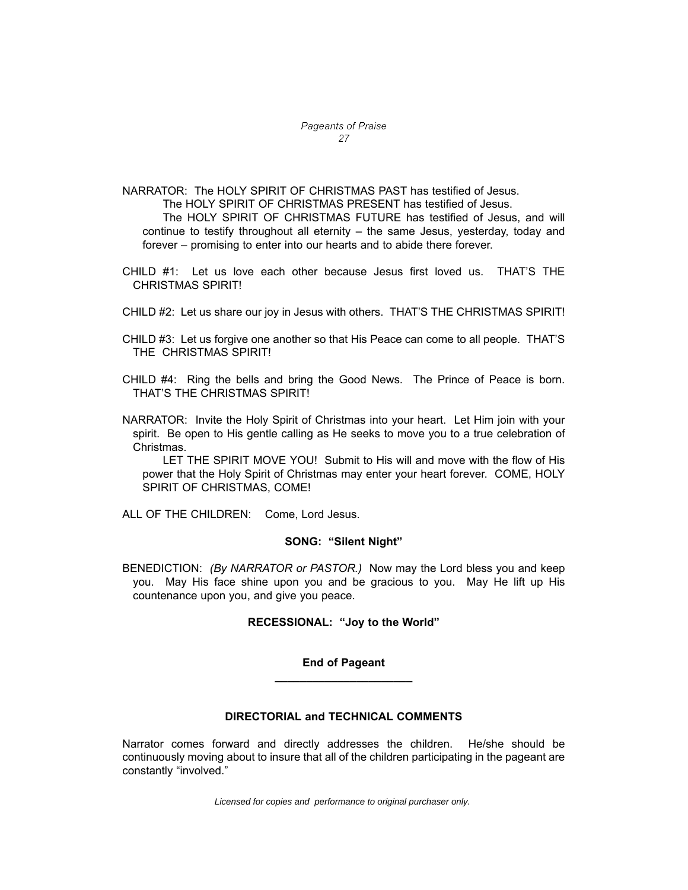NARRATOR: The HOLY SPIRIT OF CHRISTMAS PAST has testified of Jesus.

The HOLY SPIRIT OF CHRISTMAS PRESENT has testified of Jesus.

The HOLY SPIRIT OF CHRISTMAS FUTURE has testified of Jesus, and will continue to testify throughout all eternity – the same Jesus, yesterday, today and forever – promising to enter into our hearts and to abide there forever.

CHILD #1: Let us love each other because Jesus first loved us. THAT'S THE CHRISTMAS SPIRIT!

CHILD #2: Let us share our joy in Jesus with others. THAT'S THE CHRISTMAS SPIRIT!

CHILD #3: Let us forgive one another so that His Peace can come to all people. THAT'S THE CHRISTMAS SPIRIT!

CHILD #4: Ring the bells and bring the Good News. The Prince of Peace is born. THAT'S THE CHRISTMAS SPIRIT!

NARRATOR: Invite the Holy Spirit of Christmas into your heart. Let Him join with your spirit. Be open to His gentle calling as He seeks to move you to a true celebration of Christmas.

LET THE SPIRIT MOVE YOU! Submit to His will and move with the flow of His power that the Holy Spirit of Christmas may enter your heart forever. COME, HOLY SPIRIT OF CHRISTMAS, COME!

ALL OF THE CHILDREN: Come, Lord Jesus.

**SONG: "Silent Night"**

BENEDICTION: *(By NARRATOR or PASTOR.)* Now may the Lord bless you and keep you. May His face shine upon you and be gracious to you. May He lift up His countenance upon you, and give you peace.

**RECESSIONAL: "Joy to the World"**

**End of Pageant**

---

**DIRECTORIAL and TECHNICAL COMMENTS**

Narrator comes forward and directly addresses the children. He/she should be continuously moving about to insure that all of the children participating in the pageant are constantly "involved."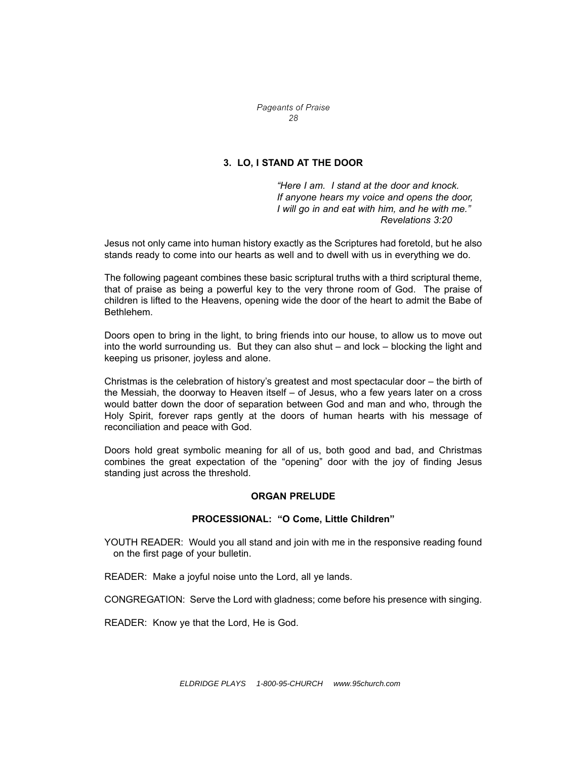## 3. LO, I STAND AT THE DOOR

> *"Here I am. I stand at the door and knock.*
> *If anyone hears my voice and opens the door,*
> *I will go in and eat with him, and he with me."*
> *Revelations 3:20*

Jesus not only came into human history exactly as the Scriptures had foretold, but he also stands ready to come into our hearts as well and to dwell with us in everything we do.

The following pageant combines these basic scriptural truths with a third scriptural theme, that of praise as being a powerful key to the very throne room of God. The praise of children is lifted to the Heavens, opening wide the door of the heart to admit the Babe of Bethlehem.

Doors open to bring in the light, to bring friends into our house, to allow us to move out into the world surrounding us. But they can also shut – and lock – blocking the light and keeping us prisoner, joyless and alone.

Christmas is the celebration of history's greatest and most spectacular door – the birth of the Messiah, the doorway to Heaven itself – of Jesus, who a few years later on a cross would batter down the door of separation between God and man and who, through the Holy Spirit, forever raps gently at the doors of human hearts with his message of reconciliation and peace with God.

Doors hold great symbolic meaning for all of us, both good and bad, and Christmas combines the great expectation of the "opening" door with the joy of finding Jesus standing just across the threshold.

**ORGAN PRELUDE**

**PROCESSIONAL: "O Come, Little Children"**

YOUTH READER: Would you all stand and join with me in the responsive reading found on the first page of your bulletin.

READER: Make a joyful noise unto the Lord, all ye lands.

CONGREGATION: Serve the Lord with gladness; come before his presence with singing.

READER: Know ye that the Lord, He is God.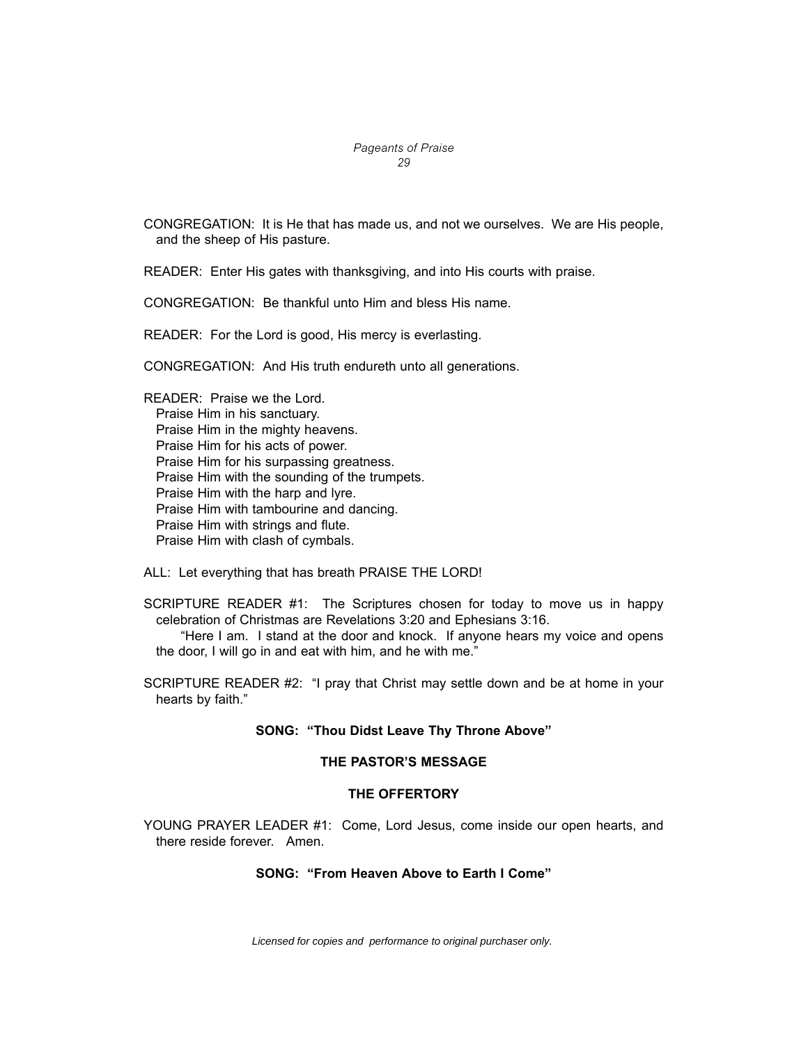CONGREGATION: It is He that has made us, and not we ourselves. We are His people, and the sheep of His pasture.

READER: Enter His gates with thanksgiving, and into His courts with praise.

CONGREGATION: Be thankful unto Him and bless His name.

READER: For the Lord is good, His mercy is everlasting.

CONGREGATION: And His truth endureth unto all generations.

READER: Praise we the Lord.
Praise Him in his sanctuary.
Praise Him in the mighty heavens.
Praise Him for his acts of power.
Praise Him for his surpassing greatness.
Praise Him with the sounding of the trumpets.
Praise Him with the harp and lyre.
Praise Him with tambourine and dancing.
Praise Him with strings and flute.
Praise Him with clash of cymbals.

ALL: Let everything that has breath PRAISE THE LORD!

SCRIPTURE READER #1: The Scriptures chosen for today to move us in happy celebration of Christmas are Revelations 3:20 and Ephesians 3:16.
"Here I am. I stand at the door and knock. If anyone hears my voice and opens the door, I will go in and eat with him, and he with me."

SCRIPTURE READER #2: "I pray that Christ may settle down and be at home in your hearts by faith."

**SONG: "Thou Didst Leave Thy Throne Above"**

**THE PASTOR'S MESSAGE**

**THE OFFERTORY**

YOUNG PRAYER LEADER #1: Come, Lord Jesus, come inside our open hearts, and there reside forever. Amen.

**SONG: "From Heaven Above to Earth I Come"**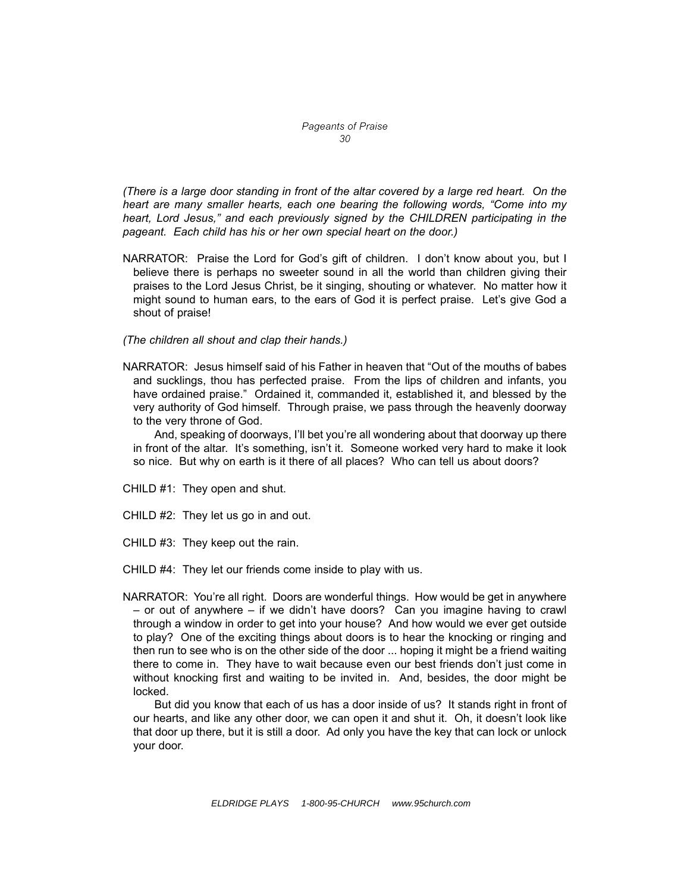*(There is a large door standing in front of the altar covered by a large red heart. On the heart are many smaller hearts, each one bearing the following words, "Come into my heart, Lord Jesus," and each previously signed by the CHILDREN participating in the pageant. Each child has his or her own special heart on the door.)*

NARRATOR: Praise the Lord for God's gift of children. I don't know about you, but I believe there is perhaps no sweeter sound in all the world than children giving their praises to the Lord Jesus Christ, be it singing, shouting or whatever. No matter how it might sound to human ears, to the ears of God it is perfect praise. Let's give God a shout of praise!

*(The children all shout and clap their hands.)*

NARRATOR: Jesus himself said of his Father in heaven that "Out of the mouths of babes and sucklings, thou has perfected praise. From the lips of children and infants, you have ordained praise." Ordained it, commanded it, established it, and blessed by the very authority of God himself. Through praise, we pass through the heavenly doorway to the very throne of God.

And, speaking of doorways, I'll bet you're all wondering about that doorway up there in front of the altar. It's something, isn't it. Someone worked very hard to make it look so nice. But why on earth is it there of all places? Who can tell us about doors?

CHILD #1: They open and shut.

CHILD #2: They let us go in and out.

CHILD #3: They keep out the rain.

CHILD #4: They let our friends come inside to play with us.

NARRATOR: You're all right. Doors are wonderful things. How would be get in anywhere – or out of anywhere – if we didn't have doors? Can you imagine having to crawl through a window in order to get into your house? And how would we ever get outside to play? One of the exciting things about doors is to hear the knocking or ringing and then run to see who is on the other side of the door ... hoping it might be a friend waiting there to come in. They have to wait because even our best friends don't just come in without knocking first and waiting to be invited in. And, besides, the door might be locked.

But did you know that each of us has a door inside of us? It stands right in front of our hearts, and like any other door, we can open it and shut it. Oh, it doesn't look like that door up there, but it is still a door. Ad only you have the key that can lock or unlock your door.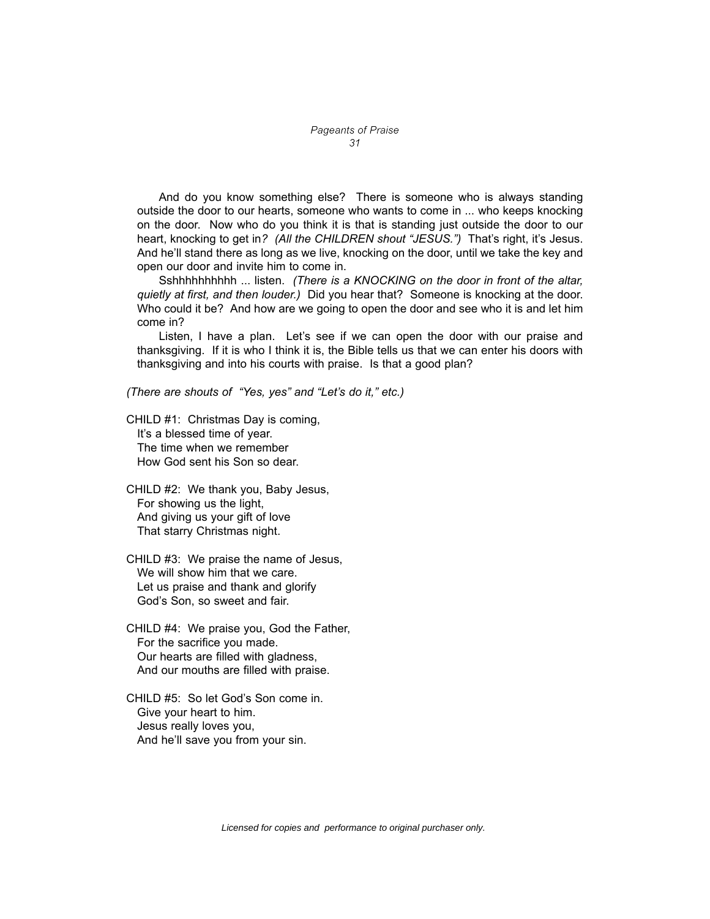And do you know something else? There is someone who is always standing outside the door to our hearts, someone who wants to come in ... who keeps knocking on the door. Now who do you think it is that is standing just outside the door to our heart, knocking to get in*? (All the CHILDREN shout "JESUS.")* That's right, it's Jesus. And he'll stand there as long as we live, knocking on the door, until we take the key and open our door and invite him to come in.

Sshhhhhhhhhh ... listen. *(There is a KNOCKING on the door in front of the altar, quietly at first, and then louder.)* Did you hear that? Someone is knocking at the door. Who could it be? And how are we going to open the door and see who it is and let him come in?

Listen, I have a plan. Let's see if we can open the door with our praise and thanksgiving. If it is who I think it is, the Bible tells us that we can enter his doors with thanksgiving and into his courts with praise. Is that a good plan?

*(There are shouts of "Yes, yes" and "Let's do it," etc.)*

CHILD #1: Christmas Day is coming,
It's a blessed time of year.
The time when we remember
How God sent his Son so dear.

CHILD #2: We thank you, Baby Jesus,
For showing us the light,
And giving us your gift of love
That starry Christmas night.

CHILD #3: We praise the name of Jesus,
We will show him that we care.
Let us praise and thank and glorify
God's Son, so sweet and fair.

CHILD #4: We praise you, God the Father,
For the sacrifice you made.
Our hearts are filled with gladness,
And our mouths are filled with praise.

CHILD #5: So let God's Son come in.
Give your heart to him.
Jesus really loves you,
And he'll save you from your sin.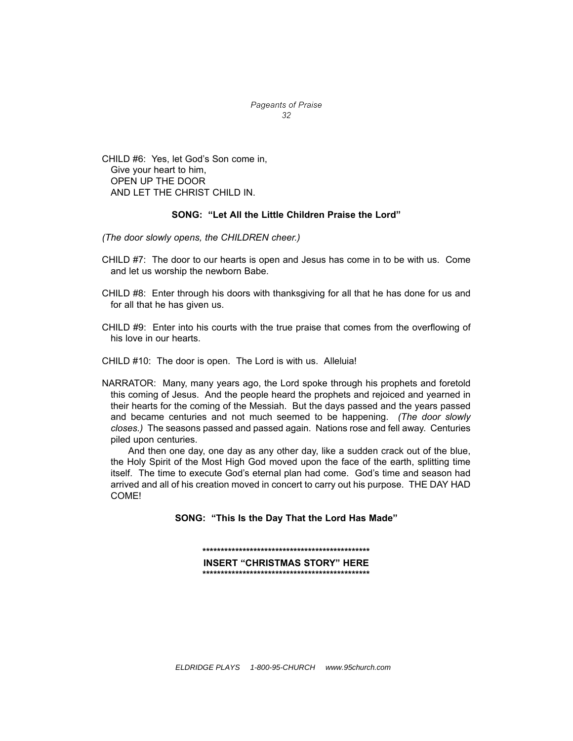CHILD #6: Yes, let God's Son come in,
Give your heart to him,
OPEN UP THE DOOR
AND LET THE CHRIST CHILD IN.

**SONG: "Let All the Little Children Praise the Lord"**

*(The door slowly opens, the CHILDREN cheer.)*

CHILD #7: The door to our hearts is open and Jesus has come in to be with us. Come and let us worship the newborn Babe.

CHILD #8: Enter through his doors with thanksgiving for all that he has done for us and for all that he has given us.

CHILD #9: Enter into his courts with the true praise that comes from the overflowing of his love in our hearts.

CHILD #10: The door is open. The Lord is with us. Alleluia!

NARRATOR: Many, many years ago, the Lord spoke through his prophets and foretold this coming of Jesus. And the people heard the prophets and rejoiced and yearned in their hearts for the coming of the Messiah. But the days passed and the years passed and became centuries and not much seemed to be happening. *(The door slowly closes.)* The seasons passed and passed again. Nations rose and fell away. Centuries piled upon centuries.

And then one day, one day as any other day, like a sudden crack out of the blue, the Holy Spirit of the Most High God moved upon the face of the earth, splitting time itself. The time to execute God's eternal plan had come. God's time and season had arrived and all of his creation moved in concert to carry out his purpose. THE DAY HAD COME!

**SONG: "This Is the Day That the Lord Has Made"**

**************************************************
**INSERT "CHRISTMAS STORY" HERE**
**************************************************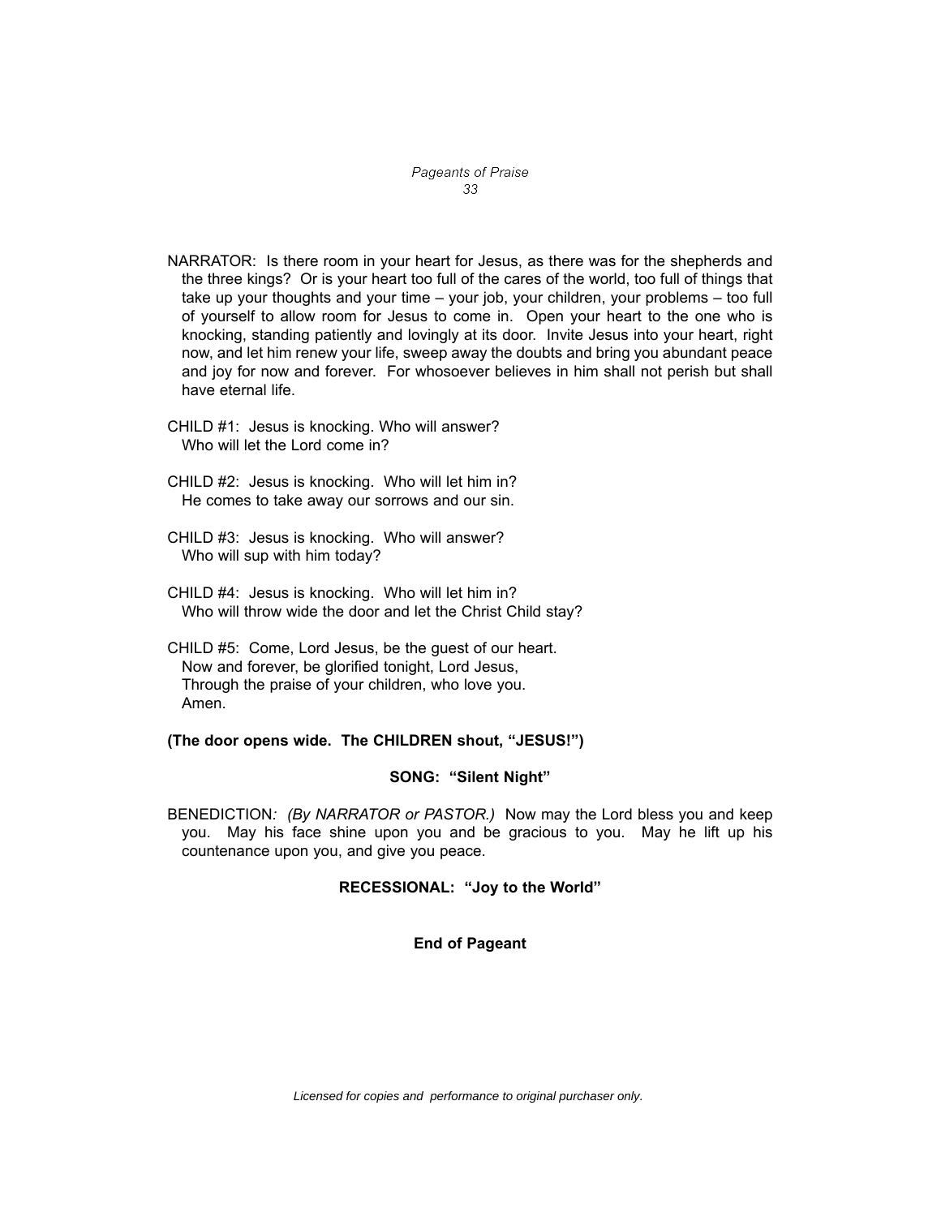NARRATOR: Is there room in your heart for Jesus, as there was for the shepherds and the three kings? Or is your heart too full of the cares of the world, too full of things that take up your thoughts and your time – your job, your children, your problems – too full of yourself to allow room for Jesus to come in. Open your heart to the one who is knocking, standing patiently and lovingly at its door. Invite Jesus into your heart, right now, and let him renew your life, sweep away the doubts and bring you abundant peace and joy for now and forever. For whosoever believes in him shall not perish but shall have eternal life.

CHILD #1: Jesus is knocking. Who will answer?
Who will let the Lord come in?

CHILD #2: Jesus is knocking. Who will let him in?
He comes to take away our sorrows and our sin.

CHILD #3: Jesus is knocking. Who will answer?
Who will sup with him today?

CHILD #4: Jesus is knocking. Who will let him in?
Who will throw wide the door and let the Christ Child stay?

CHILD #5: Come, Lord Jesus, be the guest of our heart.
Now and forever, be glorified tonight, Lord Jesus,
Through the praise of your children, who love you.
Amen.

**(The door opens wide. The CHILDREN shout, "JESUS!")**

**SONG: "Silent Night"**

BENEDICTION*: (By NARRATOR or PASTOR.)* Now may the Lord bless you and keep you. May his face shine upon you and be gracious to you. May he lift up his countenance upon you, and give you peace.

**RECESSIONAL: "Joy to the World"**

**End of Pageant**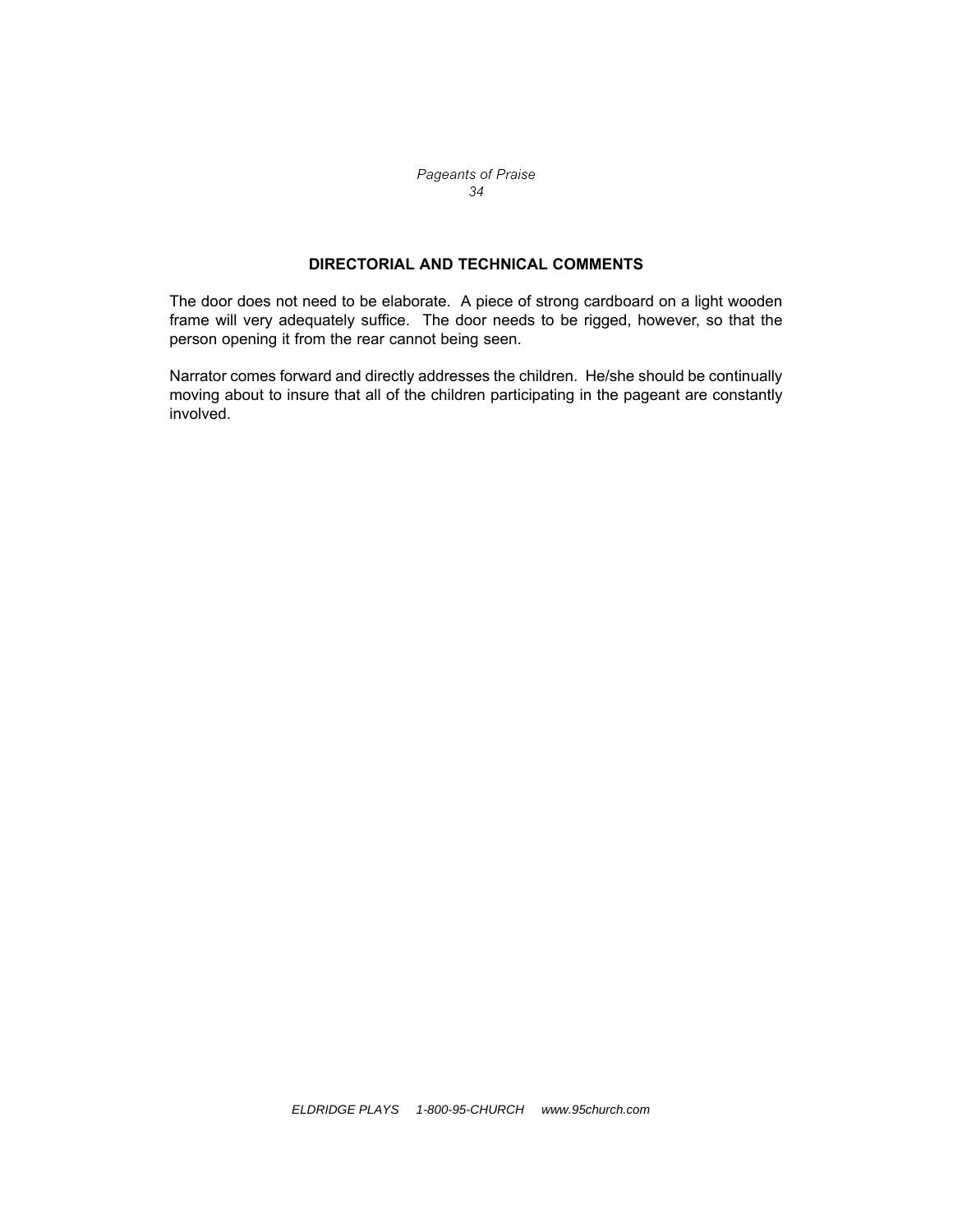## DIRECTORIAL AND TECHNICAL COMMENTS

The door does not need to be elaborate. A piece of strong cardboard on a light wooden frame will very adequately suffice. The door needs to be rigged, however, so that the person opening it from the rear cannot being seen.

Narrator comes forward and directly addresses the children. He/she should be continually moving about to insure that all of the children participating in the pageant are constantly involved.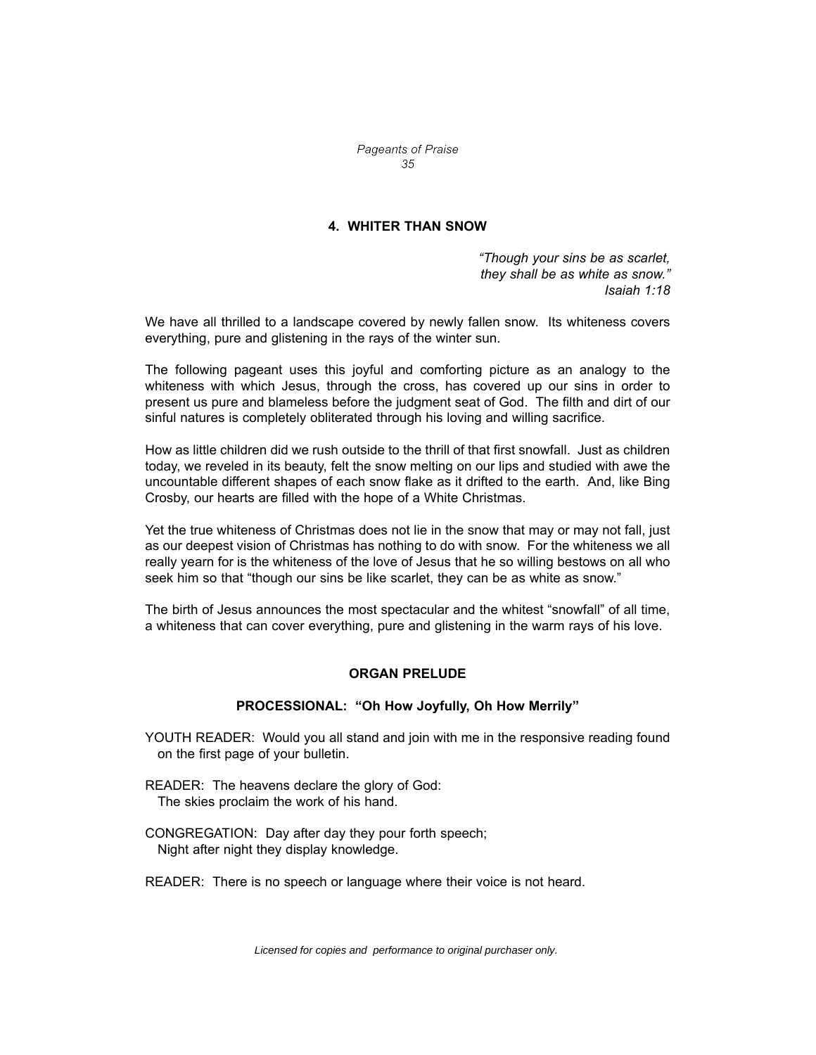## 4. WHITER THAN SNOW

*"Though your sins be as scarlet,*
*they shall be as white as snow."*
*Isaiah 1:18*

We have all thrilled to a landscape covered by newly fallen snow. Its whiteness covers everything, pure and glistening in the rays of the winter sun.

The following pageant uses this joyful and comforting picture as an analogy to the whiteness with which Jesus, through the cross, has covered up our sins in order to present us pure and blameless before the judgment seat of God. The filth and dirt of our sinful natures is completely obliterated through his loving and willing sacrifice.

How as little children did we rush outside to the thrill of that first snowfall. Just as children today, we reveled in its beauty, felt the snow melting on our lips and studied with awe the uncountable different shapes of each snow flake as it drifted to the earth. And, like Bing Crosby, our hearts are filled with the hope of a White Christmas.

Yet the true whiteness of Christmas does not lie in the snow that may or may not fall, just as our deepest vision of Christmas has nothing to do with snow. For the whiteness we all really yearn for is the whiteness of the love of Jesus that he so willing bestows on all who seek him so that "though our sins be like scarlet, they can be as white as snow."

The birth of Jesus announces the most spectacular and the whitest "snowfall" of all time, a whiteness that can cover everything, pure and glistening in the warm rays of his love.

**ORGAN PRELUDE**

**PROCESSIONAL: "Oh How Joyfully, Oh How Merrily"**

YOUTH READER: Would you all stand and join with me in the responsive reading found on the first page of your bulletin.

READER: The heavens declare the glory of God:
The skies proclaim the work of his hand.

CONGREGATION: Day after day they pour forth speech;
Night after night they display knowledge.

READER: There is no speech or language where their voice is not heard.

*Licensed for copies and performance to original purchaser only.*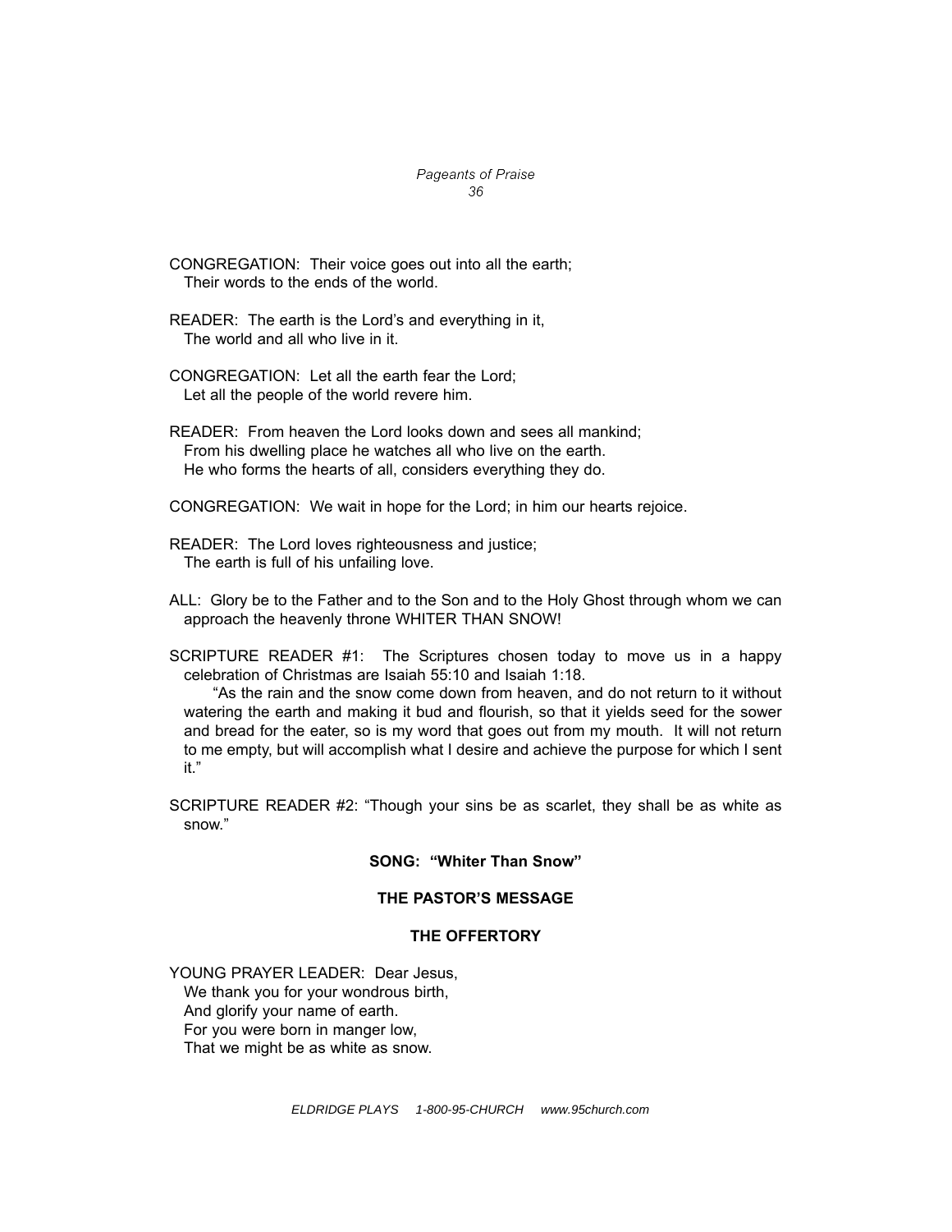CONGREGATION: Their voice goes out into all the earth;
Their words to the ends of the world.

READER: The earth is the Lord's and everything in it,
The world and all who live in it.

CONGREGATION: Let all the earth fear the Lord;
Let all the people of the world revere him.

READER: From heaven the Lord looks down and sees all mankind;
From his dwelling place he watches all who live on the earth.
He who forms the hearts of all, considers everything they do.

CONGREGATION: We wait in hope for the Lord; in him our hearts rejoice.

READER: The Lord loves righteousness and justice;
The earth is full of his unfailing love.

ALL: Glory be to the Father and to the Son and to the Holy Ghost through whom we can approach the heavenly throne WHITER THAN SNOW!

SCRIPTURE READER #1: The Scriptures chosen today to move us in a happy celebration of Christmas are Isaiah 55:10 and Isaiah 1:18.

"As the rain and the snow come down from heaven, and do not return to it without watering the earth and making it bud and flourish, so that it yields seed for the sower and bread for the eater, so is my word that goes out from my mouth. It will not return to me empty, but will accomplish what I desire and achieve the purpose for which I sent it."

SCRIPTURE READER #2: "Though your sins be as scarlet, they shall be as white as snow."

**SONG: "Whiter Than Snow"**

**THE PASTOR'S MESSAGE**

**THE OFFERTORY**

YOUNG PRAYER LEADER: Dear Jesus,
We thank you for your wondrous birth,
And glorify your name of earth.
For you were born in manger low,
That we might be as white as snow.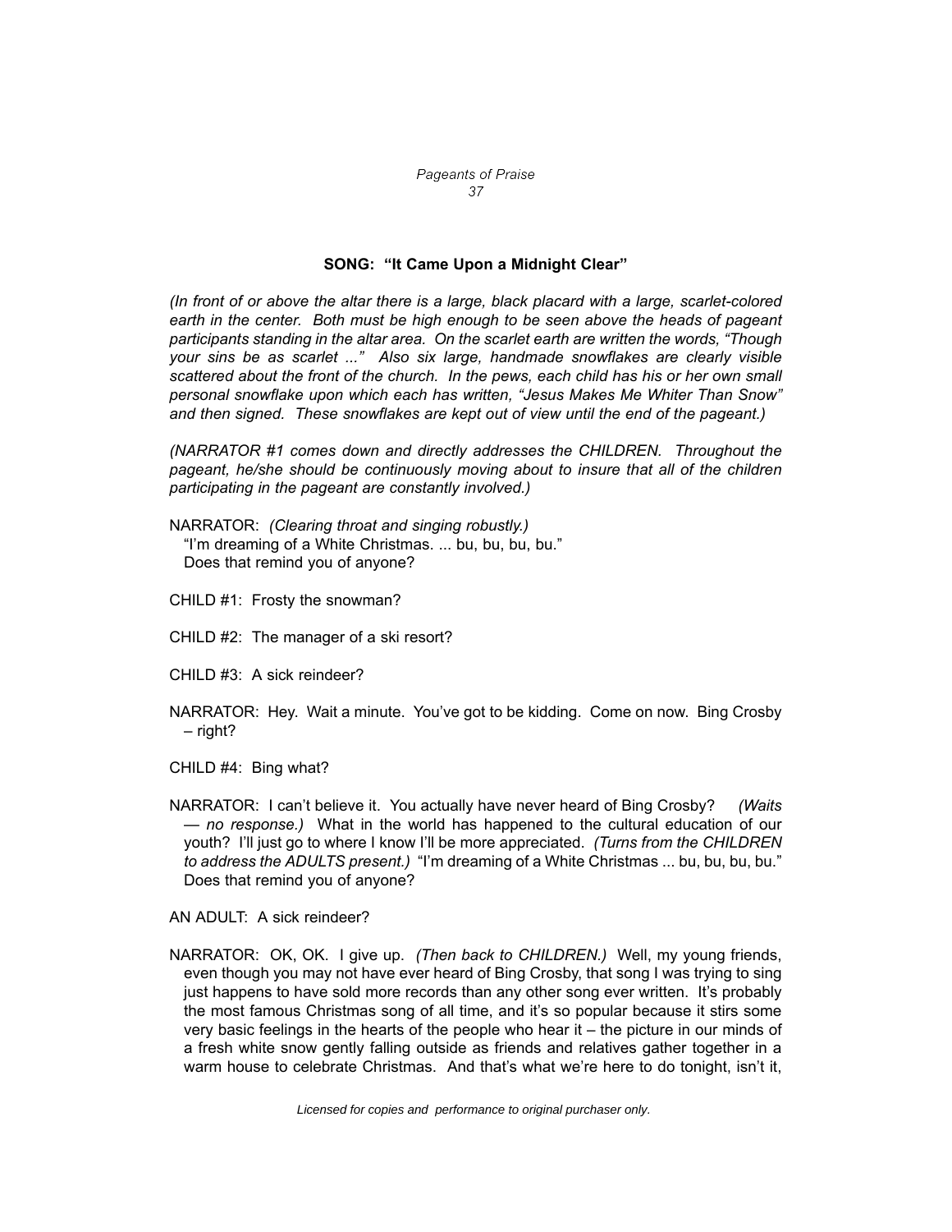**SONG: "It Came Upon a Midnight Clear"**

*(In front of or above the altar there is a large, black placard with a large, scarlet-colored earth in the center. Both must be high enough to be seen above the heads of pageant participants standing in the altar area. On the scarlet earth are written the words, "Though your sins be as scarlet ..." Also six large, handmade snowflakes are clearly visible scattered about the front of the church. In the pews, each child has his or her own small personal snowflake upon which each has written, "Jesus Makes Me Whiter Than Snow" and then signed. These snowflakes are kept out of view until the end of the pageant.)*

*(NARRATOR #1 comes down and directly addresses the CHILDREN. Throughout the pageant, he/she should be continuously moving about to insure that all of the children participating in the pageant are constantly involved.)*

NARRATOR: *(Clearing throat and singing robustly.)*
"I'm dreaming of a White Christmas. ... bu, bu, bu, bu."
Does that remind you of anyone?

CHILD #1: Frosty the snowman?

CHILD #2: The manager of a ski resort?

CHILD #3: A sick reindeer?

NARRATOR: Hey. Wait a minute. You've got to be kidding. Come on now. Bing Crosby – right?

CHILD #4: Bing what?

NARRATOR: I can't believe it. You actually have never heard of Bing Crosby? *(Waits — no response.)* What in the world has happened to the cultural education of our youth? I'll just go to where I know I'll be more appreciated. *(Turns from the CHILDREN to address the ADULTS present.)* "I'm dreaming of a White Christmas ... bu, bu, bu, bu." Does that remind you of anyone?

AN ADULT: A sick reindeer?

NARRATOR: OK, OK. I give up. *(Then back to CHILDREN.)* Well, my young friends, even though you may not have ever heard of Bing Crosby, that song I was trying to sing just happens to have sold more records than any other song ever written. It's probably the most famous Christmas song of all time, and it's so popular because it stirs some very basic feelings in the hearts of the people who hear it – the picture in our minds of a fresh white snow gently falling outside as friends and relatives gather together in a warm house to celebrate Christmas. And that's what we're here to do tonight, isn't it,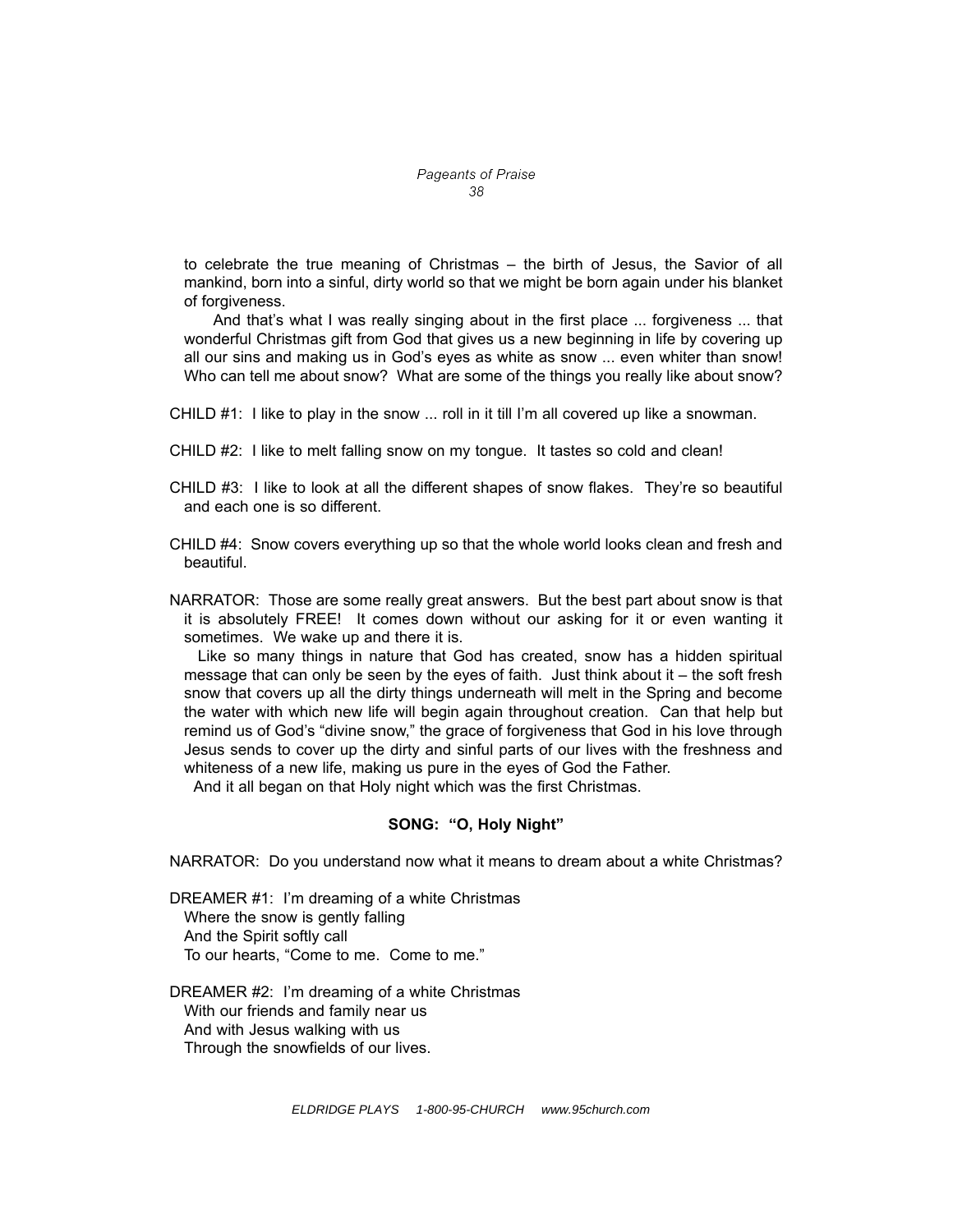to celebrate the true meaning of Christmas – the birth of Jesus, the Savior of all mankind, born into a sinful, dirty world so that we might be born again under his blanket of forgiveness.

And that's what I was really singing about in the first place ... forgiveness ... that wonderful Christmas gift from God that gives us a new beginning in life by covering up all our sins and making us in God's eyes as white as snow ... even whiter than snow! Who can tell me about snow? What are some of the things you really like about snow?

CHILD #1: I like to play in the snow ... roll in it till I'm all covered up like a snowman.

CHILD #2: I like to melt falling snow on my tongue. It tastes so cold and clean!

CHILD #3: I like to look at all the different shapes of snow flakes. They're so beautiful and each one is so different.

CHILD #4: Snow covers everything up so that the whole world looks clean and fresh and beautiful.

NARRATOR: Those are some really great answers. But the best part about snow is that it is absolutely FREE! It comes down without our asking for it or even wanting it sometimes. We wake up and there it is.

Like so many things in nature that God has created, snow has a hidden spiritual message that can only be seen by the eyes of faith. Just think about it – the soft fresh snow that covers up all the dirty things underneath will melt in the Spring and become the water with which new life will begin again throughout creation. Can that help but remind us of God's "divine snow," the grace of forgiveness that God in his love through Jesus sends to cover up the dirty and sinful parts of our lives with the freshness and whiteness of a new life, making us pure in the eyes of God the Father.

And it all began on that Holy night which was the first Christmas.

**SONG: "O, Holy Night"**

NARRATOR: Do you understand now what it means to dream about a white Christmas?

DREAMER #1: I'm dreaming of a white Christmas
Where the snow is gently falling
And the Spirit softly call
To our hearts, "Come to me. Come to me."

DREAMER #2: I'm dreaming of a white Christmas
With our friends and family near us
And with Jesus walking with us
Through the snowfields of our lives.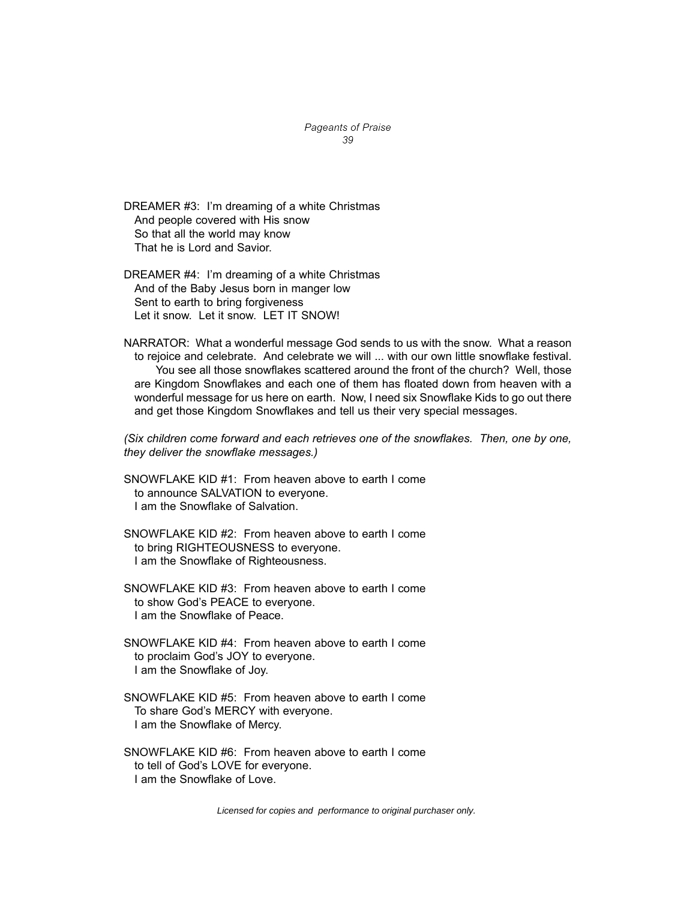DREAMER #3: I'm dreaming of a white Christmas
And people covered with His snow
So that all the world may know
That he is Lord and Savior.

DREAMER #4: I'm dreaming of a white Christmas
And of the Baby Jesus born in manger low
Sent to earth to bring forgiveness
Let it snow. Let it snow. LET IT SNOW!

NARRATOR: What a wonderful message God sends to us with the snow. What a reason to rejoice and celebrate. And celebrate we will ... with our own little snowflake festival.
You see all those snowflakes scattered around the front of the church? Well, those are Kingdom Snowflakes and each one of them has floated down from heaven with a wonderful message for us here on earth. Now, I need six Snowflake Kids to go out there and get those Kingdom Snowflakes and tell us their very special messages.

*(Six children come forward and each retrieves one of the snowflakes. Then, one by one, they deliver the snowflake messages.)*

SNOWFLAKE KID #1: From heaven above to earth I come
to announce SALVATION to everyone.
I am the Snowflake of Salvation.

SNOWFLAKE KID #2: From heaven above to earth I come
to bring RIGHTEOUSNESS to everyone.
I am the Snowflake of Righteousness.

SNOWFLAKE KID #3: From heaven above to earth I come
to show God's PEACE to everyone.
I am the Snowflake of Peace.

SNOWFLAKE KID #4: From heaven above to earth I come
to proclaim God's JOY to everyone.
I am the Snowflake of Joy.

SNOWFLAKE KID #5: From heaven above to earth I come
To share God's MERCY with everyone.
I am the Snowflake of Mercy.

SNOWFLAKE KID #6: From heaven above to earth I come
to tell of God's LOVE for everyone.
I am the Snowflake of Love.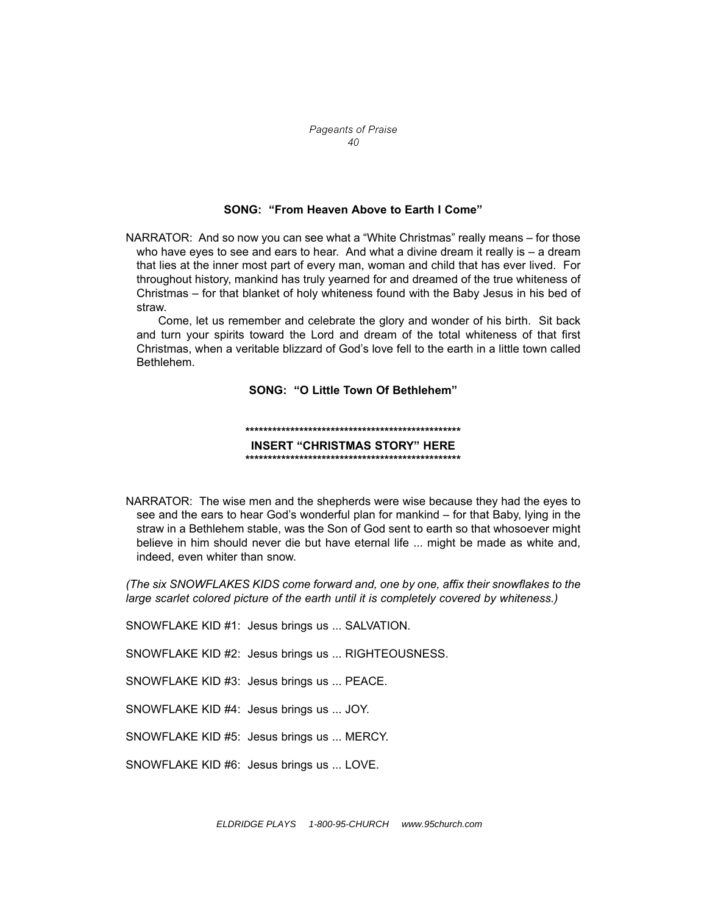**SONG: "From Heaven Above to Earth I Come"**

NARRATOR: And so now you can see what a "White Christmas" really means – for those who have eyes to see and ears to hear. And what a divine dream it really is – a dream that lies at the inner most part of every man, woman and child that has ever lived. For throughout history, mankind has truly yearned for and dreamed of the true whiteness of Christmas – for that blanket of holy whiteness found with the Baby Jesus in his bed of straw.

Come, let us remember and celebrate the glory and wonder of his birth. Sit back and turn your spirits toward the Lord and dream of the total whiteness of that first Christmas, when a veritable blizzard of God's love fell to the earth in a little town called Bethlehem.

**SONG: "O Little Town Of Bethlehem"**

**************************************************
**INSERT "CHRISTMAS STORY" HERE**
**************************************************

NARRATOR: The wise men and the shepherds were wise because they had the eyes to see and the ears to hear God's wonderful plan for mankind – for that Baby, lying in the straw in a Bethlehem stable, was the Son of God sent to earth so that whosoever might believe in him should never die but have eternal life ... might be made as white and, indeed, even whiter than snow.

*(The six SNOWFLAKES KIDS come forward and, one by one, affix their snowflakes to the large scarlet colored picture of the earth until it is completely covered by whiteness.)*

SNOWFLAKE KID #1: Jesus brings us ... SALVATION.

SNOWFLAKE KID #2: Jesus brings us ... RIGHTEOUSNESS.

SNOWFLAKE KID #3: Jesus brings us ... PEACE.

SNOWFLAKE KID #4: Jesus brings us ... JOY.

SNOWFLAKE KID #5: Jesus brings us ... MERCY.

SNOWFLAKE KID #6: Jesus brings us ... LOVE.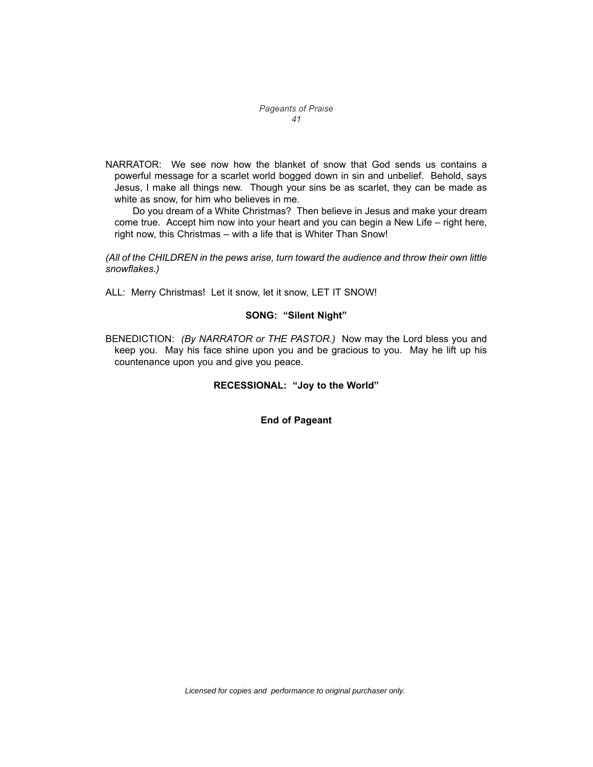NARRATOR: We see now how the blanket of snow that God sends us contains a powerful message for a scarlet world bogged down in sin and unbelief. Behold, says Jesus, I make all things new. Though your sins be as scarlet, they can be made as white as snow, for him who believes in me.

Do you dream of a White Christmas? Then believe in Jesus and make your dream come true. Accept him now into your heart and you can begin a New Life – right here, right now, this Christmas – with a life that is Whiter Than Snow!

*(All of the CHILDREN in the pews arise, turn toward the audience and throw their own little snowflakes.)*

ALL: Merry Christmas! Let it snow, let it snow, LET IT SNOW!

**SONG: "Silent Night"**

BENEDICTION: *(By NARRATOR or THE PASTOR.)* Now may the Lord bless you and keep you. May his face shine upon you and be gracious to you. May he lift up his countenance upon you and give you peace.

**RECESSIONAL: "Joy to the World"**

**End of Pageant**